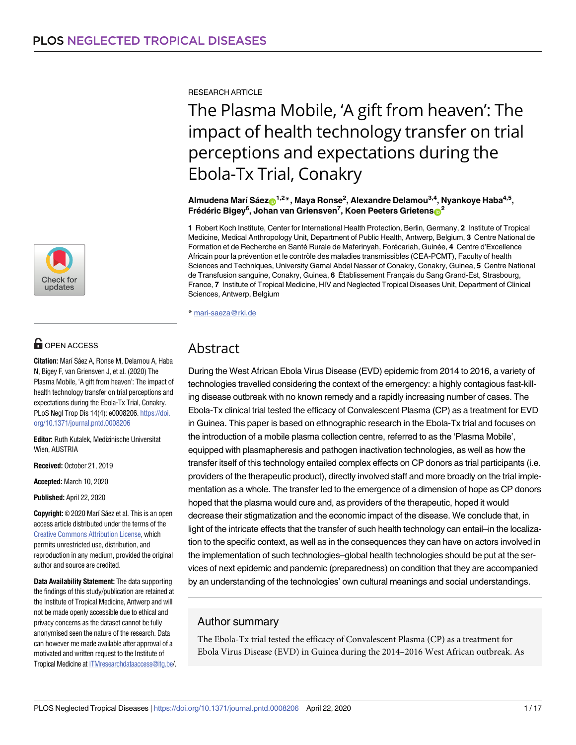RESEARCH ARTICLE

# The Plasma Mobile, 'A gift from heaven': The impact of health technology transfer on trial perceptions and expectations during the Ebola-Tx Trial, Conakry

**Almudena Marí Sáez[1,2]*, Maya Ronse[2], Alexandre Delamou[3,4], Nyankoye Haba[4,5], Frédéric Bigey[6], Johan van Griensven[7], Koen Peeters Grietens[2]**

**1** Robert Koch Institute, Center for International Health Protection, Berlin, Germany, **2** Institute of Tropical Medicine, Medical Anthropology Unit, Department of Public Health, Antwerp, Belgium, **3** Centre National de Formation et de Recherche en Santé Rurale de Maferinyah, Forécariah, Guinée, **4** Centre d'Excellence Africain pour la prévention et le contrôle des maladies transmissibles (CEA-PCMT), Faculty of health Sciences and Techniques, University Gamal Abdel Nasser of Conakry, Conakry, Guinea, **5** Centre National de Transfusion sanguine, Conakry, Guinea, **6** Établissement Français du Sang Grand-Est, Strasbourg, France, **7** Institute of Tropical Medicine, HIV and Neglected Tropical Diseases Unit, Department of Clinical Sciences, Antwerp, Belgium

* mari-saeza@rki.de

OPEN ACCESS

**Citation:** Marí Sáez A, Ronse M, Delamou A, Haba N, Bigey F, van Griensven J, et al. (2020) The Plasma Mobile, 'A gift from heaven': The impact of health technology transfer on trial perceptions and expectations during the Ebola-Tx Trial, Conakry. PLoS Negl Trop Dis 14(4): e0008206. https://doi.org/10.1371/journal.pntd.0008206

**Editor:** Ruth Kutalek, Medizinische Universitat Wien, AUSTRIA

**Received:** October 21, 2019

**Accepted:** March 10, 2020

**Published:** April 22, 2020

**Copyright:** © 2020 Marí Sáez et al. This is an open access article distributed under the terms of the Creative Commons Attribution License, which permits unrestricted use, distribution, and reproduction in any medium, provided the original author and source are credited.

**Data Availability Statement:** The data supporting the findings of this study/publication are retained at the Institute of Tropical Medicine, Antwerp and will not be made openly accessible due to ethical and privacy concerns as the dataset cannot be fully anonymised seen the nature of the research. Data can however me made available after approval of a motivated and written request to the Institute of Tropical Medicine at ITMresearchdataaccess@itg.be/.

## Abstract

During the West African Ebola Virus Disease (EVD) epidemic from 2014 to 2016, a variety of technologies travelled considering the context of the emergency: a highly contagious fast-killing disease outbreak with no known remedy and a rapidly increasing number of cases. The Ebola-Tx clinical trial tested the efficacy of Convalescent Plasma (CP) as a treatment for EVD in Guinea. This paper is based on ethnographic research in the Ebola-Tx trial and focuses on the introduction of a mobile plasma collection centre, referred to as the 'Plasma Mobile', equipped with plasmapheresis and pathogen inactivation technologies, as well as how the transfer itself of this technology entailed complex effects on CP donors as trial participants (i.e. providers of the therapeutic product), directly involved staff and more broadly on the trial implementation as a whole. The transfer led to the emergence of a dimension of hope as CP donors hoped that the plasma would cure and, as providers of the therapeutic, hoped it would decrease their stigmatization and the economic impact of the disease. We conclude that, in light of the intricate effects that the transfer of such health technology can entail–in the localization to the specific context, as well as in the consequences they can have on actors involved in the implementation of such technologies–global health technologies should be put at the services of next epidemic and pandemic (preparedness) on condition that they are accompanied by an understanding of the technologies' own cultural meanings and social understandings.

## Author summary

The Ebola-Tx trial tested the efficacy of Convalescent Plasma (CP) as a treatment for Ebola Virus Disease (EVD) in Guinea during the 2014–2016 West African outbreak. As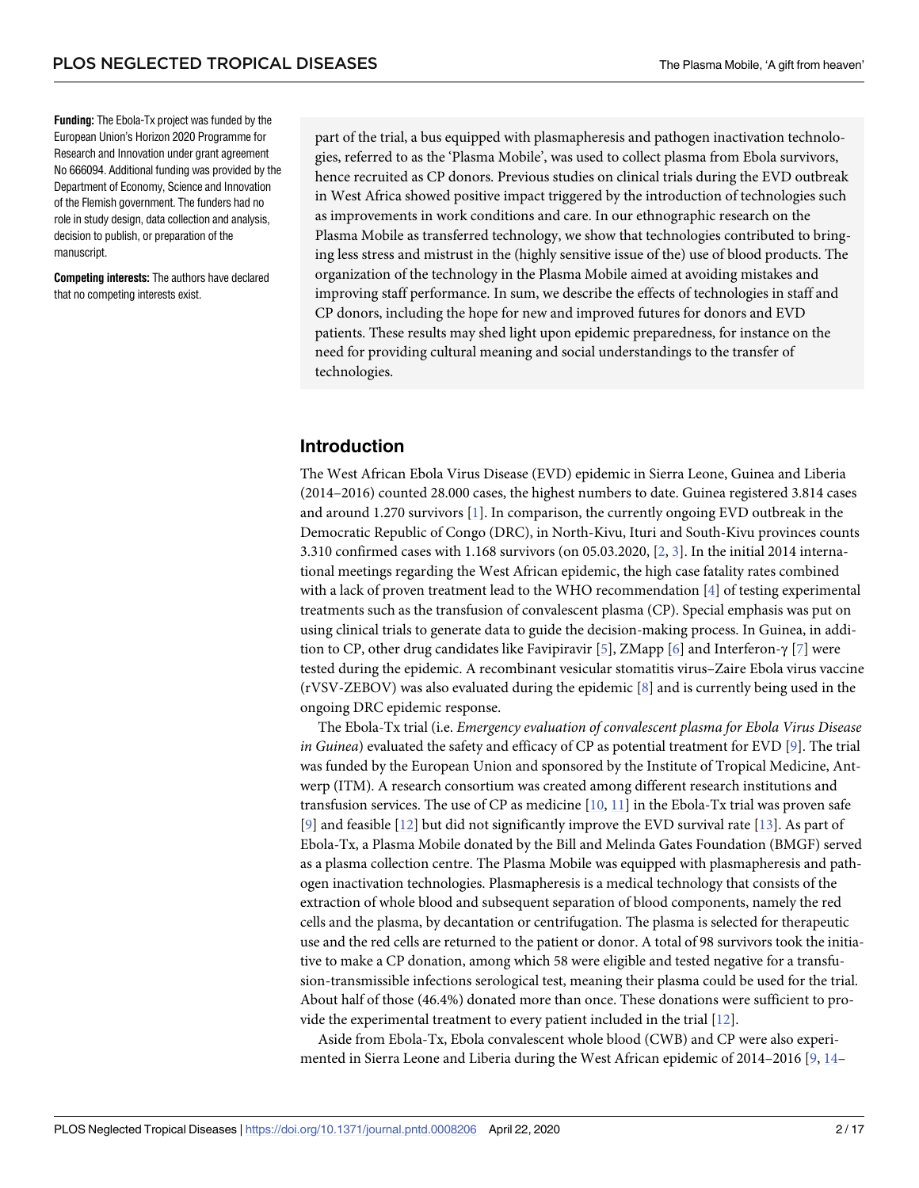**Funding:** The Ebola-Tx project was funded by the European Union's Horizon 2020 Programme for Research and Innovation under grant agreement No 666094. Additional funding was provided by the Department of Economy, Science and Innovation of the Flemish government. The funders had no role in study design, data collection and analysis, decision to publish, or preparation of the manuscript.

**Competing interests:** The authors have declared that no competing interests exist.

part of the trial, a bus equipped with plasmapheresis and pathogen inactivation technologies, referred to as the 'Plasma Mobile', was used to collect plasma from Ebola survivors, hence recruited as CP donors. Previous studies on clinical trials during the EVD outbreak in West Africa showed positive impact triggered by the introduction of technologies such as improvements in work conditions and care. In our ethnographic research on the Plasma Mobile as transferred technology, we show that technologies contributed to bringing less stress and mistrust in the (highly sensitive issue of the) use of blood products. The organization of the technology in the Plasma Mobile aimed at avoiding mistakes and improving staff performance. In sum, we describe the effects of technologies in staff and CP donors, including the hope for new and improved futures for donors and EVD patients. These results may shed light upon epidemic preparedness, for instance on the need for providing cultural meaning and social understandings to the transfer of technologies.

## Introduction

The West African Ebola Virus Disease (EVD) epidemic in Sierra Leone, Guinea and Liberia (2014–2016) counted 28.000 cases, the highest numbers to date. Guinea registered 3.814 cases and around 1.270 survivors [1]. In comparison, the currently ongoing EVD outbreak in the Democratic Republic of Congo (DRC), in North-Kivu, Ituri and South-Kivu provinces counts 3.310 confirmed cases with 1.168 survivors (on 05.03.2020, [2, 3]. In the initial 2014 international meetings regarding the West African epidemic, the high case fatality rates combined with a lack of proven treatment lead to the WHO recommendation [4] of testing experimental treatments such as the transfusion of convalescent plasma (CP). Special emphasis was put on using clinical trials to generate data to guide the decision-making process. In Guinea, in addition to CP, other drug candidates like Favipiravir [5], ZMapp [6] and Interferon-γ [7] were tested during the epidemic. A recombinant vesicular stomatitis virus–Zaire Ebola virus vaccine (rVSV-ZEBOV) was also evaluated during the epidemic [8] and is currently being used in the ongoing DRC epidemic response.

The Ebola-Tx trial (i.e. *Emergency evaluation of convalescent plasma for Ebola Virus Disease in Guinea*) evaluated the safety and efficacy of CP as potential treatment for EVD [9]. The trial was funded by the European Union and sponsored by the Institute of Tropical Medicine, Antwerp (ITM). A research consortium was created among different research institutions and transfusion services. The use of CP as medicine [10, 11] in the Ebola-Tx trial was proven safe [9] and feasible [12] but did not significantly improve the EVD survival rate [13]. As part of Ebola-Tx, a Plasma Mobile donated by the Bill and Melinda Gates Foundation (BMGF) served as a plasma collection centre. The Plasma Mobile was equipped with plasmapheresis and pathogen inactivation technologies. Plasmapheresis is a medical technology that consists of the extraction of whole blood and subsequent separation of blood components, namely the red cells and the plasma, by decantation or centrifugation. The plasma is selected for therapeutic use and the red cells are returned to the patient or donor. A total of 98 survivors took the initiative to make a CP donation, among which 58 were eligible and tested negative for a transfusion-transmissible infections serological test, meaning their plasma could be used for the trial. About half of those (46.4%) donated more than once. These donations were sufficient to provide the experimental treatment to every patient included in the trial [12].

Aside from Ebola-Tx, Ebola convalescent whole blood (CWB) and CP were also experimented in Sierra Leone and Liberia during the West African epidemic of 2014–2016 [9, 14–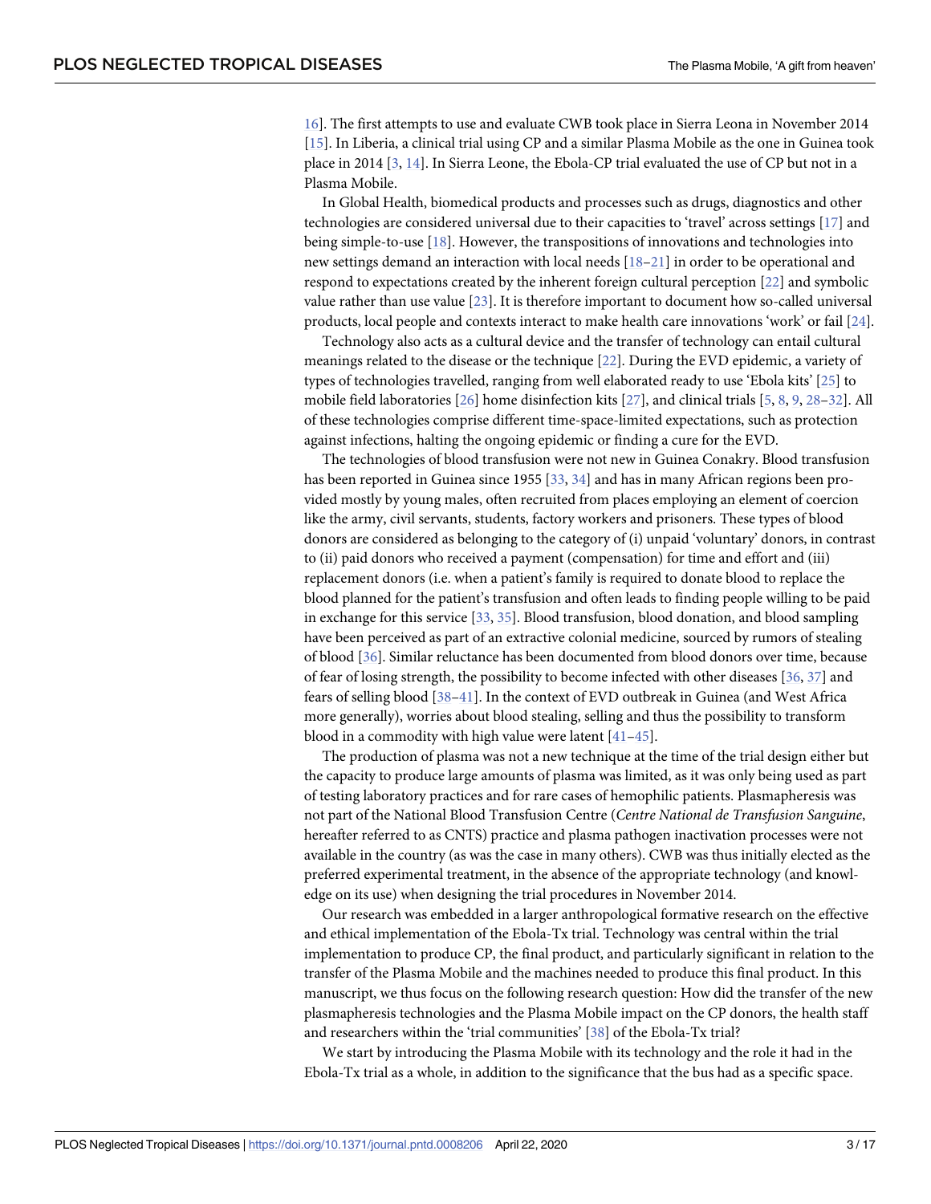16]. The first attempts to use and evaluate CWB took place in Sierra Leona in November 2014 [15]. In Liberia, a clinical trial using CP and a similar Plasma Mobile as the one in Guinea took place in 2014 [3, 14]. In Sierra Leone, the Ebola-CP trial evaluated the use of CP but not in a Plasma Mobile.

In Global Health, biomedical products and processes such as drugs, diagnostics and other technologies are considered universal due to their capacities to 'travel' across settings [17] and being simple-to-use [18]. However, the transpositions of innovations and technologies into new settings demand an interaction with local needs [18–21] in order to be operational and respond to expectations created by the inherent foreign cultural perception [22] and symbolic value rather than use value [23]. It is therefore important to document how so-called universal products, local people and contexts interact to make health care innovations 'work' or fail [24].

Technology also acts as a cultural device and the transfer of technology can entail cultural meanings related to the disease or the technique [22]. During the EVD epidemic, a variety of types of technologies travelled, ranging from well elaborated ready to use 'Ebola kits' [25] to mobile field laboratories [26] home disinfection kits [27], and clinical trials [5, 8, 9, 28–32]. All of these technologies comprise different time-space-limited expectations, such as protection against infections, halting the ongoing epidemic or finding a cure for the EVD.

The technologies of blood transfusion were not new in Guinea Conakry. Blood transfusion has been reported in Guinea since 1955 [33, 34] and has in many African regions been provided mostly by young males, often recruited from places employing an element of coercion like the army, civil servants, students, factory workers and prisoners. These types of blood donors are considered as belonging to the category of (i) unpaid 'voluntary' donors, in contrast to (ii) paid donors who received a payment (compensation) for time and effort and (iii) replacement donors (i.e. when a patient's family is required to donate blood to replace the blood planned for the patient's transfusion and often leads to finding people willing to be paid in exchange for this service [33, 35]. Blood transfusion, blood donation, and blood sampling have been perceived as part of an extractive colonial medicine, sourced by rumors of stealing of blood [36]. Similar reluctance has been documented from blood donors over time, because of fear of losing strength, the possibility to become infected with other diseases [36, 37] and fears of selling blood [38–41]. In the context of EVD outbreak in Guinea (and West Africa more generally), worries about blood stealing, selling and thus the possibility to transform blood in a commodity with high value were latent [41–45].

The production of plasma was not a new technique at the time of the trial design either but the capacity to produce large amounts of plasma was limited, as it was only being used as part of testing laboratory practices and for rare cases of hemophilic patients. Plasmapheresis was not part of the National Blood Transfusion Centre (*Centre National de Transfusion Sanguine*, hereafter referred to as CNTS) practice and plasma pathogen inactivation processes were not available in the country (as was the case in many others). CWB was thus initially elected as the preferred experimental treatment, in the absence of the appropriate technology (and knowledge on its use) when designing the trial procedures in November 2014.

Our research was embedded in a larger anthropological formative research on the effective and ethical implementation of the Ebola-Tx trial. Technology was central within the trial implementation to produce CP, the final product, and particularly significant in relation to the transfer of the Plasma Mobile and the machines needed to produce this final product. In this manuscript, we thus focus on the following research question: How did the transfer of the new plasmapheresis technologies and the Plasma Mobile impact on the CP donors, the health staff and researchers within the 'trial communities' [38] of the Ebola-Tx trial?

We start by introducing the Plasma Mobile with its technology and the role it had in the Ebola-Tx trial as a whole, in addition to the significance that the bus had as a specific space.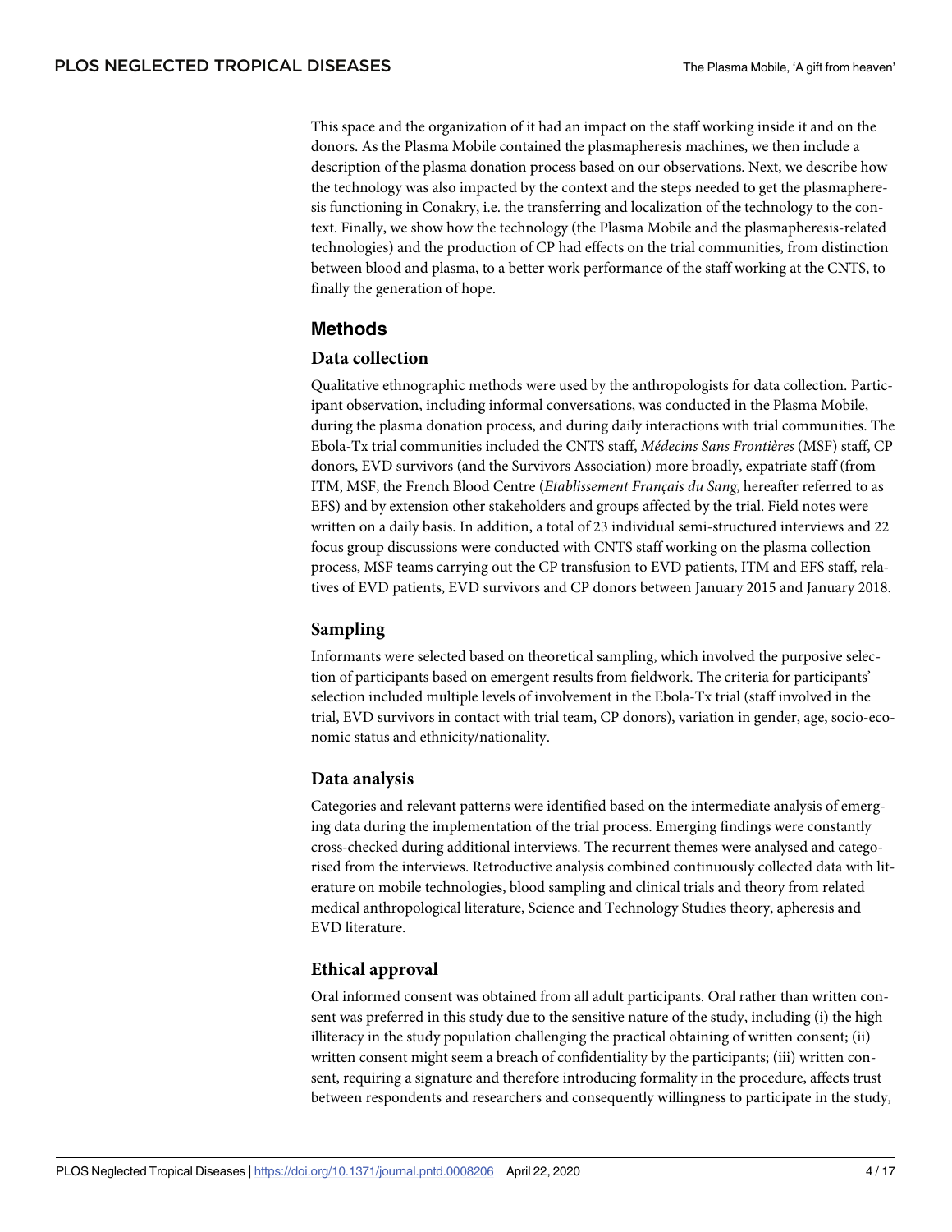This space and the organization of it had an impact on the staff working inside it and on the donors. As the Plasma Mobile contained the plasmapheresis machines, we then include a description of the plasma donation process based on our observations. Next, we describe how the technology was also impacted by the context and the steps needed to get the plasmapheresis functioning in Conakry, i.e. the transferring and localization of the technology to the context. Finally, we show how the technology (the Plasma Mobile and the plasmapheresis-related technologies) and the production of CP had effects on the trial communities, from distinction between blood and plasma, to a better work performance of the staff working at the CNTS, to finally the generation of hope.

## Methods

### Data collection

Qualitative ethnographic methods were used by the anthropologists for data collection. Participant observation, including informal conversations, was conducted in the Plasma Mobile, during the plasma donation process, and during daily interactions with trial communities. The Ebola-Tx trial communities included the CNTS staff, *Médecins Sans Frontières* (MSF) staff, CP donors, EVD survivors (and the Survivors Association) more broadly, expatriate staff (from ITM, MSF, the French Blood Centre (*Etablissement Français du Sang*, hereafter referred to as EFS) and by extension other stakeholders and groups affected by the trial. Field notes were written on a daily basis. In addition, a total of 23 individual semi-structured interviews and 22 focus group discussions were conducted with CNTS staff working on the plasma collection process, MSF teams carrying out the CP transfusion to EVD patients, ITM and EFS staff, relatives of EVD patients, EVD survivors and CP donors between January 2015 and January 2018.

### Sampling

Informants were selected based on theoretical sampling, which involved the purposive selection of participants based on emergent results from fieldwork. The criteria for participants' selection included multiple levels of involvement in the Ebola-Tx trial (staff involved in the trial, EVD survivors in contact with trial team, CP donors), variation in gender, age, socio-economic status and ethnicity/nationality.

### Data analysis

Categories and relevant patterns were identified based on the intermediate analysis of emerging data during the implementation of the trial process. Emerging findings were constantly cross-checked during additional interviews. The recurrent themes were analysed and categorised from the interviews. Retroductive analysis combined continuously collected data with literature on mobile technologies, blood sampling and clinical trials and theory from related medical anthropological literature, Science and Technology Studies theory, apheresis and EVD literature.

### Ethical approval

Oral informed consent was obtained from all adult participants. Oral rather than written consent was preferred in this study due to the sensitive nature of the study, including (i) the high illiteracy in the study population challenging the practical obtaining of written consent; (ii) written consent might seem a breach of confidentiality by the participants; (iii) written consent, requiring a signature and therefore introducing formality in the procedure, affects trust between respondents and researchers and consequently willingness to participate in the study,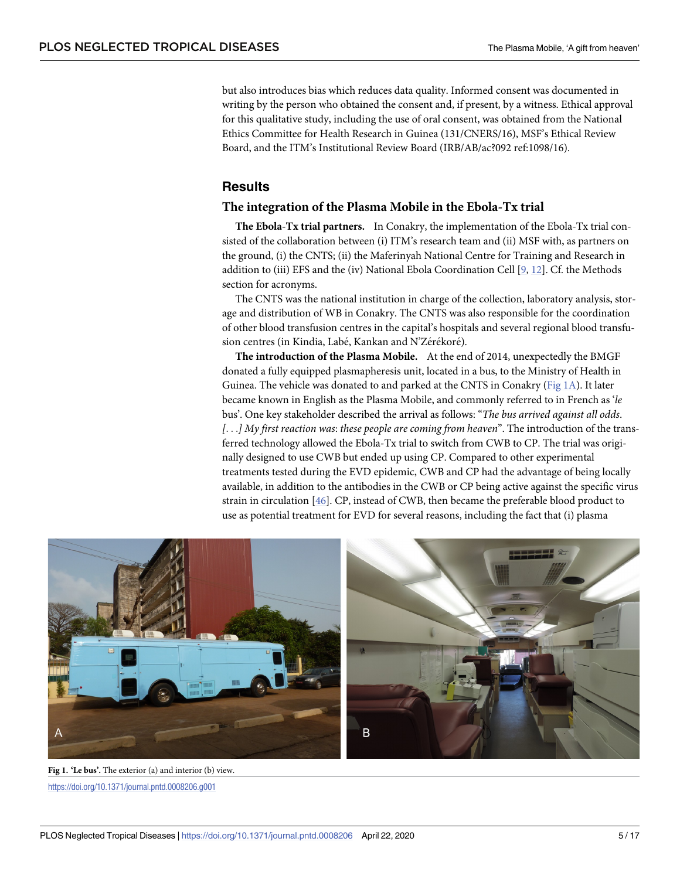but also introduces bias which reduces data quality. Informed consent was documented in writing by the person who obtained the consent and, if present, by a witness. Ethical approval for this qualitative study, including the use of oral consent, was obtained from the National Ethics Committee for Health Research in Guinea (131/CNERS/16), MSF's Ethical Review Board, and the ITM's Institutional Review Board (IRB/AB/ac?092 ref:1098/16).

## Results

### The integration of the Plasma Mobile in the Ebola-Tx trial

**The Ebola-Tx trial partners.** In Conakry, the implementation of the Ebola-Tx trial consisted of the collaboration between (i) ITM's research team and (ii) MSF with, as partners on the ground, (i) the CNTS; (ii) the Maferinyah National Centre for Training and Research in addition to (iii) EFS and the (iv) National Ebola Coordination Cell [9, 12]. Cf. the Methods section for acronyms.

The CNTS was the national institution in charge of the collection, laboratory analysis, storage and distribution of WB in Conakry. The CNTS was also responsible for the coordination of other blood transfusion centres in the capital's hospitals and several regional blood transfusion centres (in Kindia, Labé, Kankan and N'Zérékoré).

**The introduction of the Plasma Mobile.** At the end of 2014, unexpectedly the BMGF donated a fully equipped plasmapheresis unit, located in a bus, to the Ministry of Health in Guinea. The vehicle was donated to and parked at the CNTS in Conakry (Fig 1A). It later became known in English as the Plasma Mobile, and commonly referred to in French as '*le* bus'. One key stakeholder described the arrival as follows: "*The bus arrived against all odds. [. . .] My first reaction was: these people are coming from heaven*". The introduction of the transferred technology allowed the Ebola-Tx trial to switch from CWB to CP. The trial was originally designed to use CWB but ended up using CP. Compared to other experimental treatments tested during the EVD epidemic, CWB and CP had the advantage of being locally available, in addition to the antibodies in the CWB or CP being active against the specific virus strain in circulation [46]. CP, instead of CWB, then became the preferable blood product to use as potential treatment for EVD for several reasons, including the fact that (i) plasma

**Fig 1. 'Le bus'.** The exterior (a) and interior (b) view.

https://doi.org/10.1371/journal.pntd.0008206.g001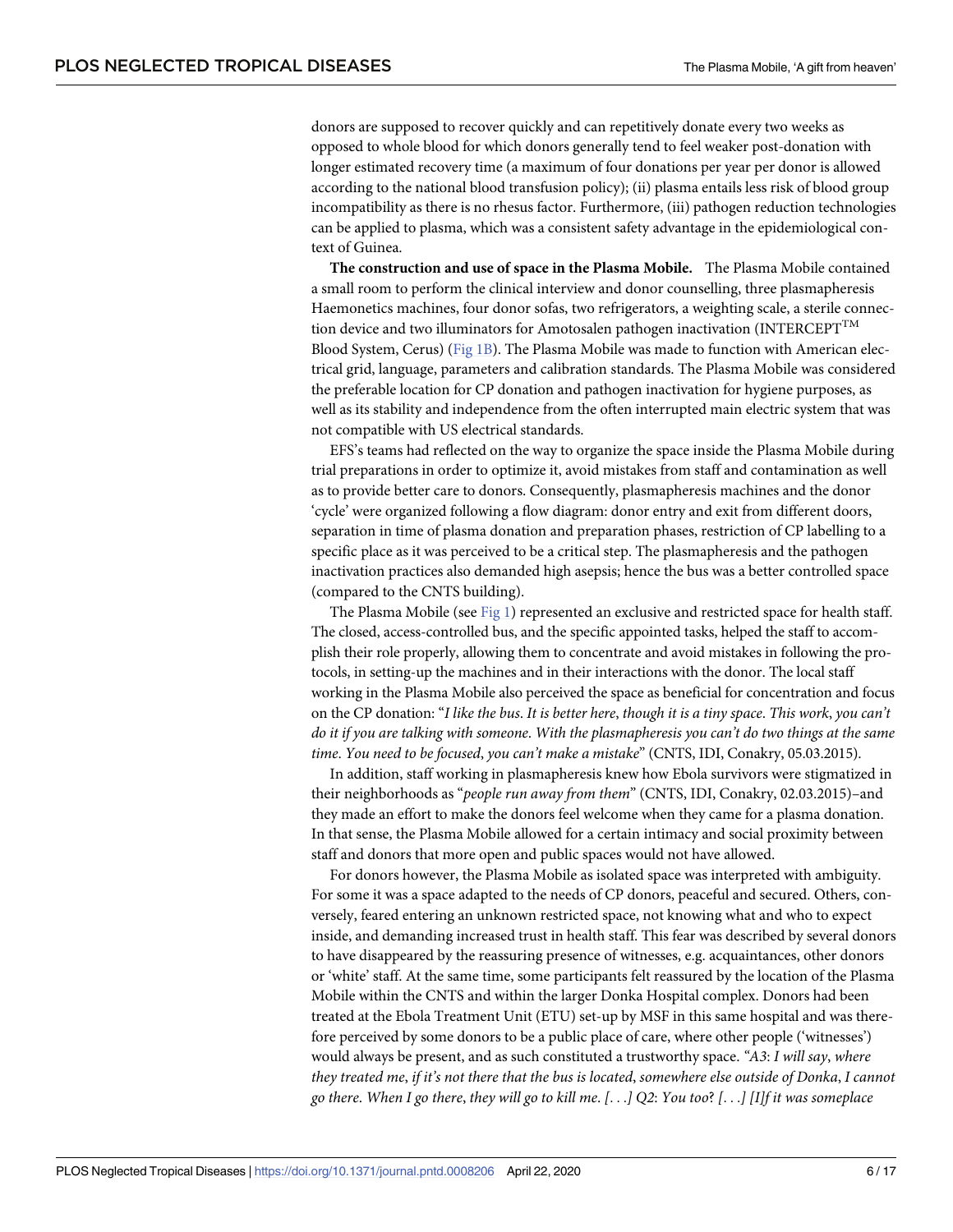donors are supposed to recover quickly and can repetitively donate every two weeks as opposed to whole blood for which donors generally tend to feel weaker post-donation with longer estimated recovery time (a maximum of four donations per year per donor is allowed according to the national blood transfusion policy); (ii) plasma entails less risk of blood group incompatibility as there is no rhesus factor. Furthermore, (iii) pathogen reduction technologies can be applied to plasma, which was a consistent safety advantage in the epidemiological context of Guinea.

**The construction and use of space in the Plasma Mobile.** The Plasma Mobile contained a small room to perform the clinical interview and donor counselling, three plasmapheresis Haemonetics machines, four donor sofas, two refrigerators, a weighting scale, a sterile connection device and two illuminators for Amotosalen pathogen inactivation (INTERCEPT™ Blood System, Cerus) (Fig 1B). The Plasma Mobile was made to function with American electrical grid, language, parameters and calibration standards. The Plasma Mobile was considered the preferable location for CP donation and pathogen inactivation for hygiene purposes, as well as its stability and independence from the often interrupted main electric system that was not compatible with US electrical standards.

EFS's teams had reflected on the way to organize the space inside the Plasma Mobile during trial preparations in order to optimize it, avoid mistakes from staff and contamination as well as to provide better care to donors. Consequently, plasmapheresis machines and the donor 'cycle' were organized following a flow diagram: donor entry and exit from different doors, separation in time of plasma donation and preparation phases, restriction of CP labelling to a specific place as it was perceived to be a critical step. The plasmapheresis and the pathogen inactivation practices also demanded high asepsis; hence the bus was a better controlled space (compared to the CNTS building).

The Plasma Mobile (see Fig 1) represented an exclusive and restricted space for health staff. The closed, access-controlled bus, and the specific appointed tasks, helped the staff to accomplish their role properly, allowing them to concentrate and avoid mistakes in following the protocols, in setting-up the machines and in their interactions with the donor. The local staff working in the Plasma Mobile also perceived the space as beneficial for concentration and focus on the CP donation: "*I like the bus*. *It is better here*, *though it is a tiny space*. *This work*, *you can't do it if you are talking with someone*. *With the plasmapheresis you can't do two things at the same time*. *You need to be focused*, *you can't make a mistake*" (CNTS, IDI, Conakry, 05.03.2015).

In addition, staff working in plasmapheresis knew how Ebola survivors were stigmatized in their neighborhoods as "*people run away from them*" (CNTS, IDI, Conakry, 02.03.2015)–and they made an effort to make the donors feel welcome when they came for a plasma donation. In that sense, the Plasma Mobile allowed for a certain intimacy and social proximity between staff and donors that more open and public spaces would not have allowed.

For donors however, the Plasma Mobile as isolated space was interpreted with ambiguity. For some it was a space adapted to the needs of CP donors, peaceful and secured. Others, conversely, feared entering an unknown restricted space, not knowing what and who to expect inside, and demanding increased trust in health staff. This fear was described by several donors to have disappeared by the reassuring presence of witnesses, e.g. acquaintances, other donors or 'white' staff. At the same time, some participants felt reassured by the location of the Plasma Mobile within the CNTS and within the larger Donka Hospital complex. Donors had been treated at the Ebola Treatment Unit (ETU) set-up by MSF in this same hospital and was therefore perceived by some donors to be a public place of care, where other people ('witnesses') would always be present, and as such constituted a trustworthy space. "*A3*: *I will say*, *where they treated me*, *if it's not there that the bus is located*, *somewhere else outside of Donka*, *I cannot go there*. *When I go there*, *they will go to kill me*. *[. . .] Q2*: *You too*? *[. . .] [I]f it was someplace*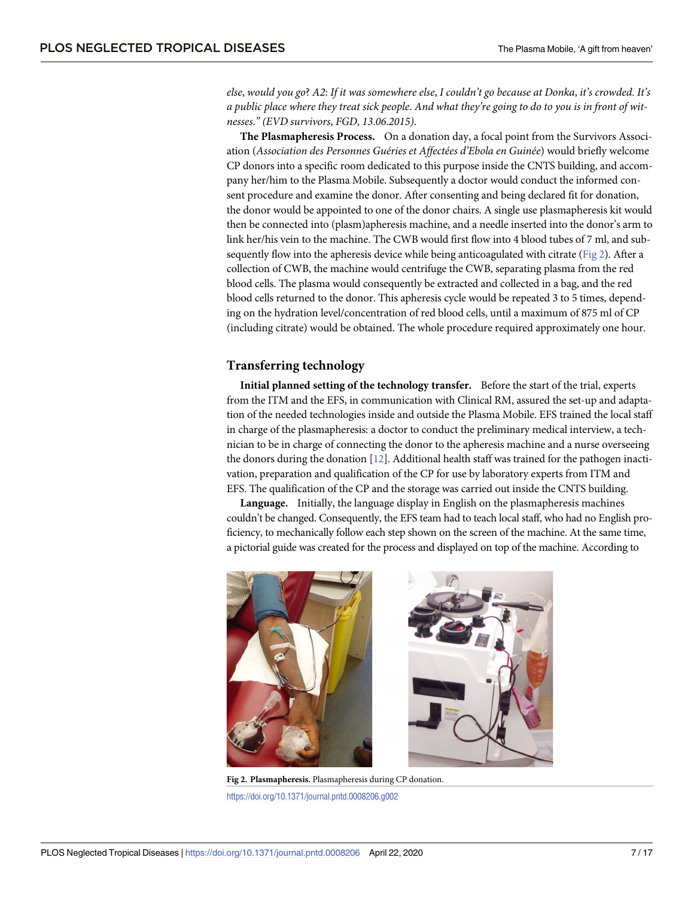*else, would you go? A2: If it was somewhere else, I couldn't go because at Donka, it's crowded. It's a public place where they treat sick people. And what they're going to do to you is in front of witnesses." (EVD survivors, FGD, 13.06.2015).*

**The Plasmapheresis Process.** On a donation day, a focal point from the Survivors Association (*Association des Personnes Guéries et Affectées d'Ebola en Guinée*) would briefly welcome CP donors into a specific room dedicated to this purpose inside the CNTS building, and accompany her/him to the Plasma Mobile. Subsequently a doctor would conduct the informed consent procedure and examine the donor. After consenting and being declared fit for donation, the donor would be appointed to one of the donor chairs. A single use plasmapheresis kit would then be connected into (plasm)apheresis machine, and a needle inserted into the donor's arm to link her/his vein to the machine. The CWB would first flow into 4 blood tubes of 7 ml, and subsequently flow into the apheresis device while being anticoagulated with citrate (Fig 2). After a collection of CWB, the machine would centrifuge the CWB, separating plasma from the red blood cells. The plasma would consequently be extracted and collected in a bag, and the red blood cells returned to the donor. This apheresis cycle would be repeated 3 to 5 times, depending on the hydration level/concentration of red blood cells, until a maximum of 875 ml of CP (including citrate) would be obtained. The whole procedure required approximately one hour.

## Transferring technology

**Initial planned setting of the technology transfer.** Before the start of the trial, experts from the ITM and the EFS, in communication with Clinical RM, assured the set-up and adaptation of the needed technologies inside and outside the Plasma Mobile. EFS trained the local staff in charge of the plasmapheresis: a doctor to conduct the preliminary medical interview, a technician to be in charge of connecting the donor to the apheresis machine and a nurse overseeing the donors during the donation [12]. Additional health staff was trained for the pathogen inactivation, preparation and qualification of the CP for use by laboratory experts from ITM and EFS. The qualification of the CP and the storage was carried out inside the CNTS building.

**Language.** Initially, the language display in English on the plasmapheresis machines couldn't be changed. Consequently, the EFS team had to teach local staff, who had no English proficiency, to mechanically follow each step shown on the screen of the machine. At the same time, a pictorial guide was created for the process and displayed on top of the machine. According to

**Fig 2. Plasmapheresis.** Plasmapheresis during CP donation.

https://doi.org/10.1371/journal.pntd.0008206.g002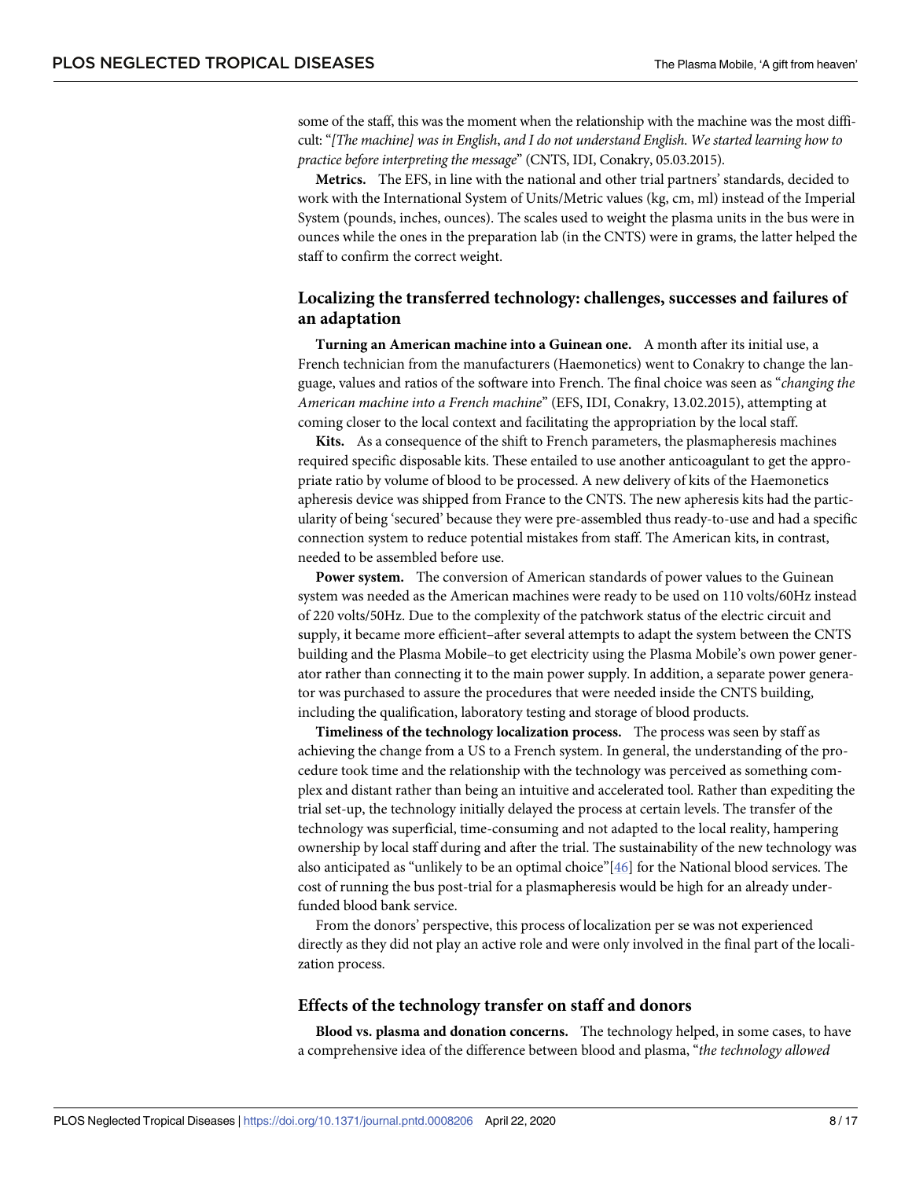some of the staff, this was the moment when the relationship with the machine was the most difficult: "*[The machine] was in English, and I do not understand English. We started learning how to practice before interpreting the message*" (CNTS, IDI, Conakry, 05.03.2015).

**Metrics.** The EFS, in line with the national and other trial partners' standards, decided to work with the International System of Units/Metric values (kg, cm, ml) instead of the Imperial System (pounds, inches, ounces). The scales used to weight the plasma units in the bus were in ounces while the ones in the preparation lab (in the CNTS) were in grams, the latter helped the staff to confirm the correct weight.

### Localizing the transferred technology: challenges, successes and failures of an adaptation

**Turning an American machine into a Guinean one.** A month after its initial use, a French technician from the manufacturers (Haemonetics) went to Conakry to change the language, values and ratios of the software into French. The final choice was seen as "*changing the American machine into a French machine*" (EFS, IDI, Conakry, 13.02.2015), attempting at coming closer to the local context and facilitating the appropriation by the local staff.

**Kits.** As a consequence of the shift to French parameters, the plasmapheresis machines required specific disposable kits. These entailed to use another anticoagulant to get the appropriate ratio by volume of blood to be processed. A new delivery of kits of the Haemonetics apheresis device was shipped from France to the CNTS. The new apheresis kits had the particularity of being 'secured' because they were pre-assembled thus ready-to-use and had a specific connection system to reduce potential mistakes from staff. The American kits, in contrast, needed to be assembled before use.

**Power system.** The conversion of American standards of power values to the Guinean system was needed as the American machines were ready to be used on 110 volts/60Hz instead of 220 volts/50Hz. Due to the complexity of the patchwork status of the electric circuit and supply, it became more efficient–after several attempts to adapt the system between the CNTS building and the Plasma Mobile–to get electricity using the Plasma Mobile's own power generator rather than connecting it to the main power supply. In addition, a separate power generator was purchased to assure the procedures that were needed inside the CNTS building, including the qualification, laboratory testing and storage of blood products.

**Timeliness of the technology localization process.** The process was seen by staff as achieving the change from a US to a French system. In general, the understanding of the procedure took time and the relationship with the technology was perceived as something complex and distant rather than being an intuitive and accelerated tool. Rather than expediting the trial set-up, the technology initially delayed the process at certain levels. The transfer of the technology was superficial, time-consuming and not adapted to the local reality, hampering ownership by local staff during and after the trial. The sustainability of the new technology was also anticipated as "unlikely to be an optimal choice"[46] for the National blood services. The cost of running the bus post-trial for a plasmapheresis would be high for an already underfunded blood bank service.

From the donors' perspective, this process of localization per se was not experienced directly as they did not play an active role and were only involved in the final part of the localization process.

### Effects of the technology transfer on staff and donors

**Blood vs. plasma and donation concerns.** The technology helped, in some cases, to have a comprehensive idea of the difference between blood and plasma, "*the technology allowed*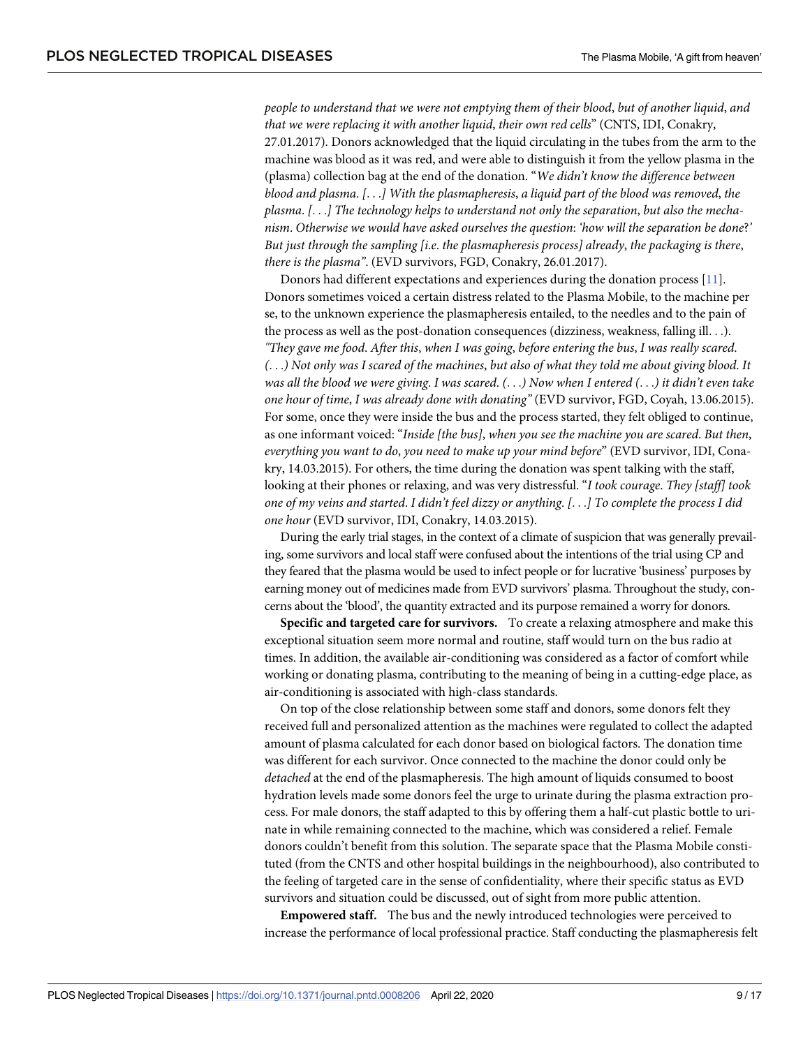*people to understand that we were not emptying them of their blood, but of another liquid, and that we were replacing it with another liquid, their own red cells*" (CNTS, IDI, Conakry, 27.01.2017). Donors acknowledged that the liquid circulating in the tubes from the arm to the machine was blood as it was red, and were able to distinguish it from the yellow plasma in the (plasma) collection bag at the end of the donation. "*We didn't know the difference between blood and plasma. [. . .] With the plasmapheresis, a liquid part of the blood was removed, the plasma. [. . .] The technology helps to understand not only the separation, but also the mechanism. Otherwise we would have asked ourselves the question: 'how will the separation be done?' But just through the sampling [i.e. the plasmapheresis process] already, the packaging is there, there is the plasma"*. (EVD survivors, FGD, Conakry, 26.01.2017).

Donors had different expectations and experiences during the donation process [11]. Donors sometimes voiced a certain distress related to the Plasma Mobile, to the machine per se, to the unknown experience the plasmapheresis entailed, to the needles and to the pain of the process as well as the post-donation consequences (dizziness, weakness, falling ill. . .). *"They gave me food. After this, when I was going, before entering the bus, I was really scared. (. . .) Not only was I scared of the machines, but also of what they told me about giving blood. It was all the blood we were giving. I was scared. (. . .) Now when I entered (. . .) it didn't even take one hour of time, I was already done with donating"* (EVD survivor, FGD, Coyah, 13.06.2015). For some, once they were inside the bus and the process started, they felt obliged to continue, as one informant voiced: "*Inside [the bus], when you see the machine you are scared. But then, everything you want to do, you need to make up your mind before*" (EVD survivor, IDI, Conakry, 14.03.2015). For others, the time during the donation was spent talking with the staff, looking at their phones or relaxing, and was very distressful. "*I took courage. They [staff] took one of my veins and started. I didn't feel dizzy or anything. [. . .] To complete the process I did one hour* (EVD survivor, IDI, Conakry, 14.03.2015).

During the early trial stages, in the context of a climate of suspicion that was generally prevailing, some survivors and local staff were confused about the intentions of the trial using CP and they feared that the plasma would be used to infect people or for lucrative 'business' purposes by earning money out of medicines made from EVD survivors' plasma. Throughout the study, concerns about the 'blood', the quantity extracted and its purpose remained a worry for donors.

**Specific and targeted care for survivors.** To create a relaxing atmosphere and make this exceptional situation seem more normal and routine, staff would turn on the bus radio at times. In addition, the available air-conditioning was considered as a factor of comfort while working or donating plasma, contributing to the meaning of being in a cutting-edge place, as air-conditioning is associated with high-class standards.

On top of the close relationship between some staff and donors, some donors felt they received full and personalized attention as the machines were regulated to collect the adapted amount of plasma calculated for each donor based on biological factors. The donation time was different for each survivor. Once connected to the machine the donor could only be *detached* at the end of the plasmapheresis. The high amount of liquids consumed to boost hydration levels made some donors feel the urge to urinate during the plasma extraction process. For male donors, the staff adapted to this by offering them a half-cut plastic bottle to urinate in while remaining connected to the machine, which was considered a relief. Female donors couldn't benefit from this solution. The separate space that the Plasma Mobile constituted (from the CNTS and other hospital buildings in the neighbourhood), also contributed to the feeling of targeted care in the sense of confidentiality, where their specific status as EVD survivors and situation could be discussed, out of sight from more public attention.

**Empowered staff.** The bus and the newly introduced technologies were perceived to increase the performance of local professional practice. Staff conducting the plasmapheresis felt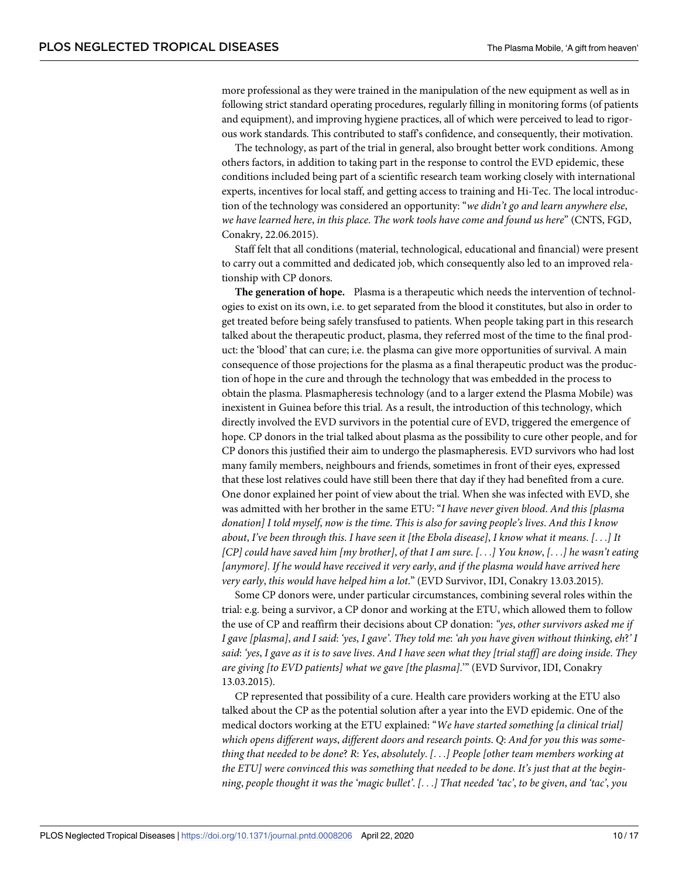more professional as they were trained in the manipulation of the new equipment as well as in following strict standard operating procedures, regularly filling in monitoring forms (of patients and equipment), and improving hygiene practices, all of which were perceived to lead to rigorous work standards. This contributed to staff's confidence, and consequently, their motivation.

The technology, as part of the trial in general, also brought better work conditions. Among others factors, in addition to taking part in the response to control the EVD epidemic, these conditions included being part of a scientific research team working closely with international experts, incentives for local staff, and getting access to training and Hi-Tec. The local introduction of the technology was considered an opportunity: "*we didn't go and learn anywhere else, we have learned here, in this place. The work tools have come and found us here*" (CNTS, FGD, Conakry, 22.06.2015).

Staff felt that all conditions (material, technological, educational and financial) were present to carry out a committed and dedicated job, which consequently also led to an improved relationship with CP donors.

**The generation of hope.** Plasma is a therapeutic which needs the intervention of technologies to exist on its own, i.e. to get separated from the blood it constitutes, but also in order to get treated before being safely transfused to patients. When people taking part in this research talked about the therapeutic product, plasma, they referred most of the time to the final product: the 'blood' that can cure; i.e. the plasma can give more opportunities of survival. A main consequence of those projections for the plasma as a final therapeutic product was the production of hope in the cure and through the technology that was embedded in the process to obtain the plasma. Plasmapheresis technology (and to a larger extend the Plasma Mobile) was inexistent in Guinea before this trial. As a result, the introduction of this technology, which directly involved the EVD survivors in the potential cure of EVD, triggered the emergence of hope. CP donors in the trial talked about plasma as the possibility to cure other people, and for CP donors this justified their aim to undergo the plasmapheresis. EVD survivors who had lost many family members, neighbours and friends, sometimes in front of their eyes, expressed that these lost relatives could have still been there that day if they had benefited from a cure. One donor explained her point of view about the trial. When she was infected with EVD, she was admitted with her brother in the same ETU: "*I have never given blood. And this [plasma donation] I told myself, now is the time. This is also for saving people's lives. And this I know about, I've been through this. I have seen it [the Ebola disease], I know what it means. [. . .] It [CP] could have saved him [my brother], of that I am sure. [. . .] You know, [. . .] he wasn't eating [anymore]. If he would have received it very early, and if the plasma would have arrived here very early, this would have helped him a lot.*" (EVD Survivor, IDI, Conakry 13.03.2015).

Some CP donors were, under particular circumstances, combining several roles within the trial: e.g. being a survivor, a CP donor and working at the ETU, which allowed them to follow the use of CP and reaffirm their decisions about CP donation: *"yes, other survivors asked me if I gave [plasma], and I said: 'yes, I gave'. They told me: 'ah you have given without thinking, eh?' I said: 'yes, I gave as it is to save lives. And I have seen what they [trial staff] are doing inside. They are giving [to EVD patients] what we gave [the plasma].'*" (EVD Survivor, IDI, Conakry 13.03.2015).

CP represented that possibility of a cure. Health care providers working at the ETU also talked about the CP as the potential solution after a year into the EVD epidemic. One of the medical doctors working at the ETU explained: "*We have started something [a clinical trial] which opens different ways, different doors and research points. Q: And for you this was something that needed to be done? R: Yes, absolutely. [. . .] People [other team members working at the ETU] were convinced this was something that needed to be done. It's just that at the beginning, people thought it was the 'magic bullet'. [. . .] That needed 'tac', to be given, and 'tac', you*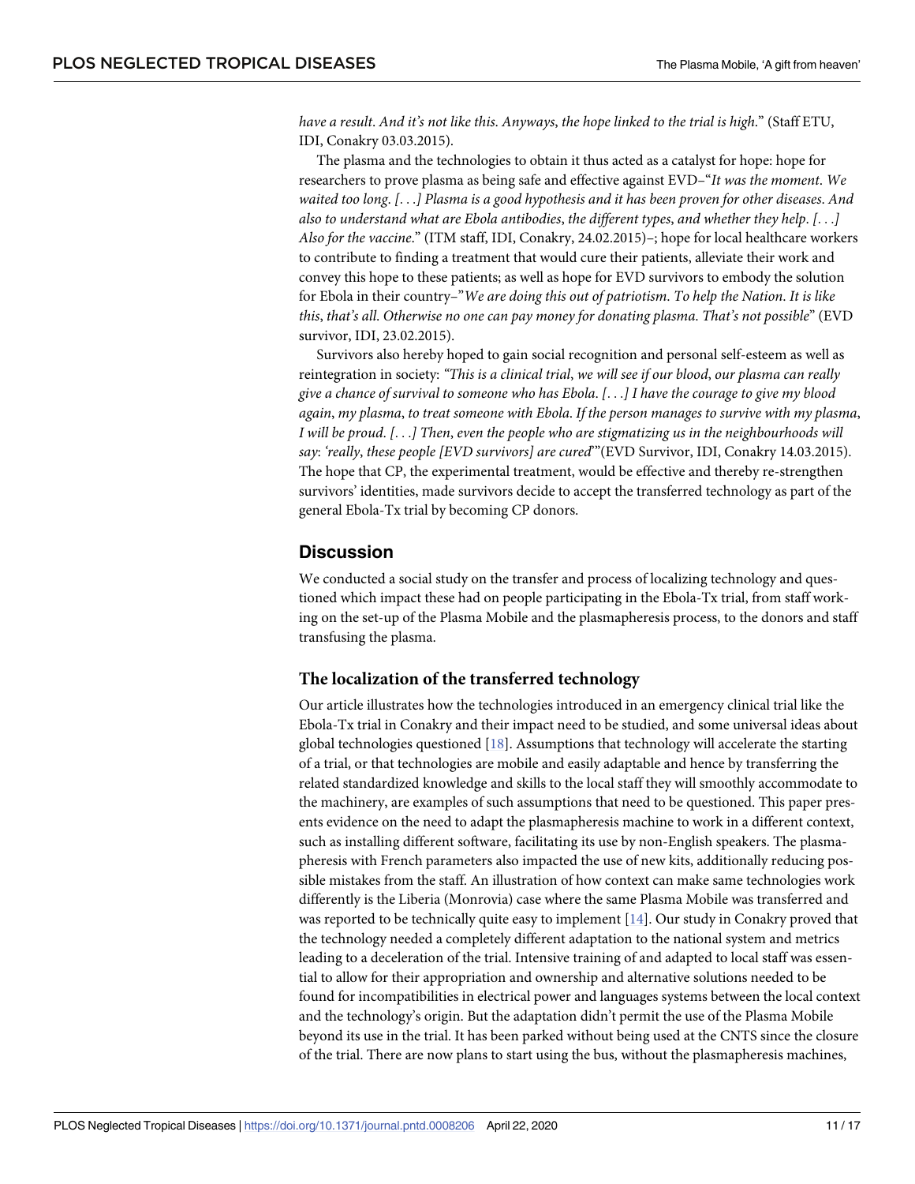*have a result. And it's not like this. Anyways, the hope linked to the trial is high.*" (Staff ETU, IDI, Conakry 03.03.2015).

The plasma and the technologies to obtain it thus acted as a catalyst for hope: hope for researchers to prove plasma as being safe and effective against EVD–"*It was the moment. We waited too long. [. . .] Plasma is a good hypothesis and it has been proven for other diseases. And also to understand what are Ebola antibodies, the different types, and whether they help. [. . .] Also for the vaccine.*" (ITM staff, IDI, Conakry, 24.02.2015)–; hope for local healthcare workers to contribute to finding a treatment that would cure their patients, alleviate their work and convey this hope to these patients; as well as hope for EVD survivors to embody the solution for Ebola in their country–"*We are doing this out of patriotism. To help the Nation. It is like this, that's all. Otherwise no one can pay money for donating plasma. That's not possible*" (EVD survivor, IDI, 23.02.2015).

Survivors also hereby hoped to gain social recognition and personal self-esteem as well as reintegration in society: *"This is a clinical trial, we will see if our blood, our plasma can really give a chance of survival to someone who has Ebola. [. . .] I have the courage to give my blood again, my plasma, to treat someone with Ebola. If the person manages to survive with my plasma, I will be proud. [. . .] Then, even the people who are stigmatizing us in the neighbourhoods will say: 'really, these people [EVD survivors] are cured'*"(EVD Survivor, IDI, Conakry 14.03.2015). The hope that CP, the experimental treatment, would be effective and thereby re-strengthen survivors' identities, made survivors decide to accept the transferred technology as part of the general Ebola-Tx trial by becoming CP donors.

## Discussion

We conducted a social study on the transfer and process of localizing technology and questioned which impact these had on people participating in the Ebola-Tx trial, from staff working on the set-up of the Plasma Mobile and the plasmapheresis process, to the donors and staff transfusing the plasma.

### The localization of the transferred technology

Our article illustrates how the technologies introduced in an emergency clinical trial like the Ebola-Tx trial in Conakry and their impact need to be studied, and some universal ideas about global technologies questioned [18]. Assumptions that technology will accelerate the starting of a trial, or that technologies are mobile and easily adaptable and hence by transferring the related standardized knowledge and skills to the local staff they will smoothly accommodate to the machinery, are examples of such assumptions that need to be questioned. This paper presents evidence on the need to adapt the plasmapheresis machine to work in a different context, such as installing different software, facilitating its use by non-English speakers. The plasmapheresis with French parameters also impacted the use of new kits, additionally reducing possible mistakes from the staff. An illustration of how context can make same technologies work differently is the Liberia (Monrovia) case where the same Plasma Mobile was transferred and was reported to be technically quite easy to implement [14]. Our study in Conakry proved that the technology needed a completely different adaptation to the national system and metrics leading to a deceleration of the trial. Intensive training of and adapted to local staff was essential to allow for their appropriation and ownership and alternative solutions needed to be found for incompatibilities in electrical power and languages systems between the local context and the technology's origin. But the adaptation didn't permit the use of the Plasma Mobile beyond its use in the trial. It has been parked without being used at the CNTS since the closure of the trial. There are now plans to start using the bus, without the plasmapheresis machines,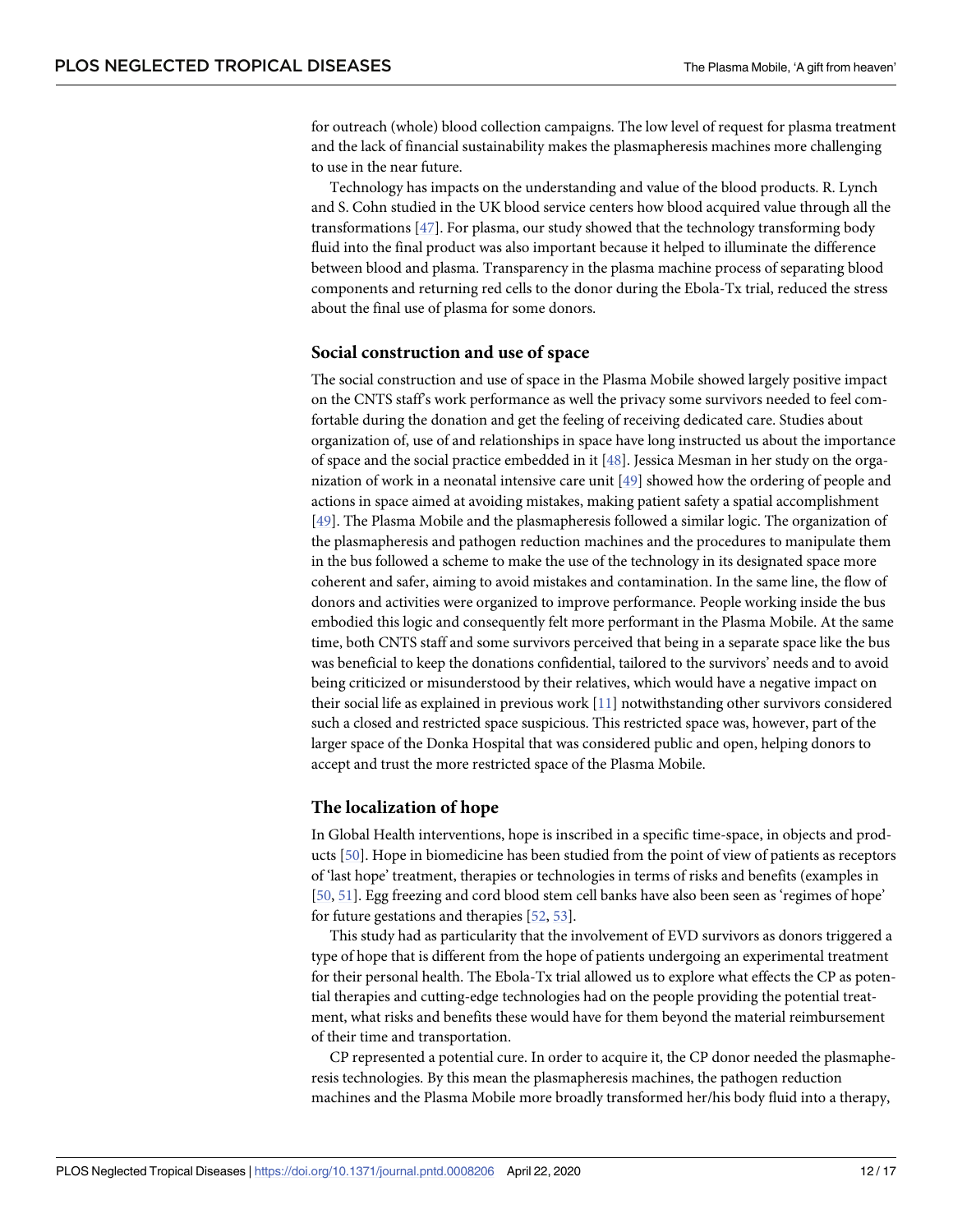for outreach (whole) blood collection campaigns. The low level of request for plasma treatment and the lack of financial sustainability makes the plasmapheresis machines more challenging to use in the near future.

Technology has impacts on the understanding and value of the blood products. R. Lynch and S. Cohn studied in the UK blood service centers how blood acquired value through all the transformations [47]. For plasma, our study showed that the technology transforming body fluid into the final product was also important because it helped to illuminate the difference between blood and plasma. Transparency in the plasma machine process of separating blood components and returning red cells to the donor during the Ebola-Tx trial, reduced the stress about the final use of plasma for some donors.

### Social construction and use of space

The social construction and use of space in the Plasma Mobile showed largely positive impact on the CNTS staff's work performance as well the privacy some survivors needed to feel comfortable during the donation and get the feeling of receiving dedicated care. Studies about organization of, use of and relationships in space have long instructed us about the importance of space and the social practice embedded in it [48]. Jessica Mesman in her study on the organization of work in a neonatal intensive care unit [49] showed how the ordering of people and actions in space aimed at avoiding mistakes, making patient safety a spatial accomplishment [49]. The Plasma Mobile and the plasmapheresis followed a similar logic. The organization of the plasmapheresis and pathogen reduction machines and the procedures to manipulate them in the bus followed a scheme to make the use of the technology in its designated space more coherent and safer, aiming to avoid mistakes and contamination. In the same line, the flow of donors and activities were organized to improve performance. People working inside the bus embodied this logic and consequently felt more performant in the Plasma Mobile. At the same time, both CNTS staff and some survivors perceived that being in a separate space like the bus was beneficial to keep the donations confidential, tailored to the survivors' needs and to avoid being criticized or misunderstood by their relatives, which would have a negative impact on their social life as explained in previous work [11] notwithstanding other survivors considered such a closed and restricted space suspicious. This restricted space was, however, part of the larger space of the Donka Hospital that was considered public and open, helping donors to accept and trust the more restricted space of the Plasma Mobile.

### The localization of hope

In Global Health interventions, hope is inscribed in a specific time-space, in objects and products [50]. Hope in biomedicine has been studied from the point of view of patients as receptors of 'last hope' treatment, therapies or technologies in terms of risks and benefits (examples in [50, 51]. Egg freezing and cord blood stem cell banks have also been seen as 'regimes of hope' for future gestations and therapies [52, 53].

This study had as particularity that the involvement of EVD survivors as donors triggered a type of hope that is different from the hope of patients undergoing an experimental treatment for their personal health. The Ebola-Tx trial allowed us to explore what effects the CP as potential therapies and cutting-edge technologies had on the people providing the potential treatment, what risks and benefits these would have for them beyond the material reimbursement of their time and transportation.

CP represented a potential cure. In order to acquire it, the CP donor needed the plasmapheresis technologies. By this mean the plasmapheresis machines, the pathogen reduction machines and the Plasma Mobile more broadly transformed her/his body fluid into a therapy,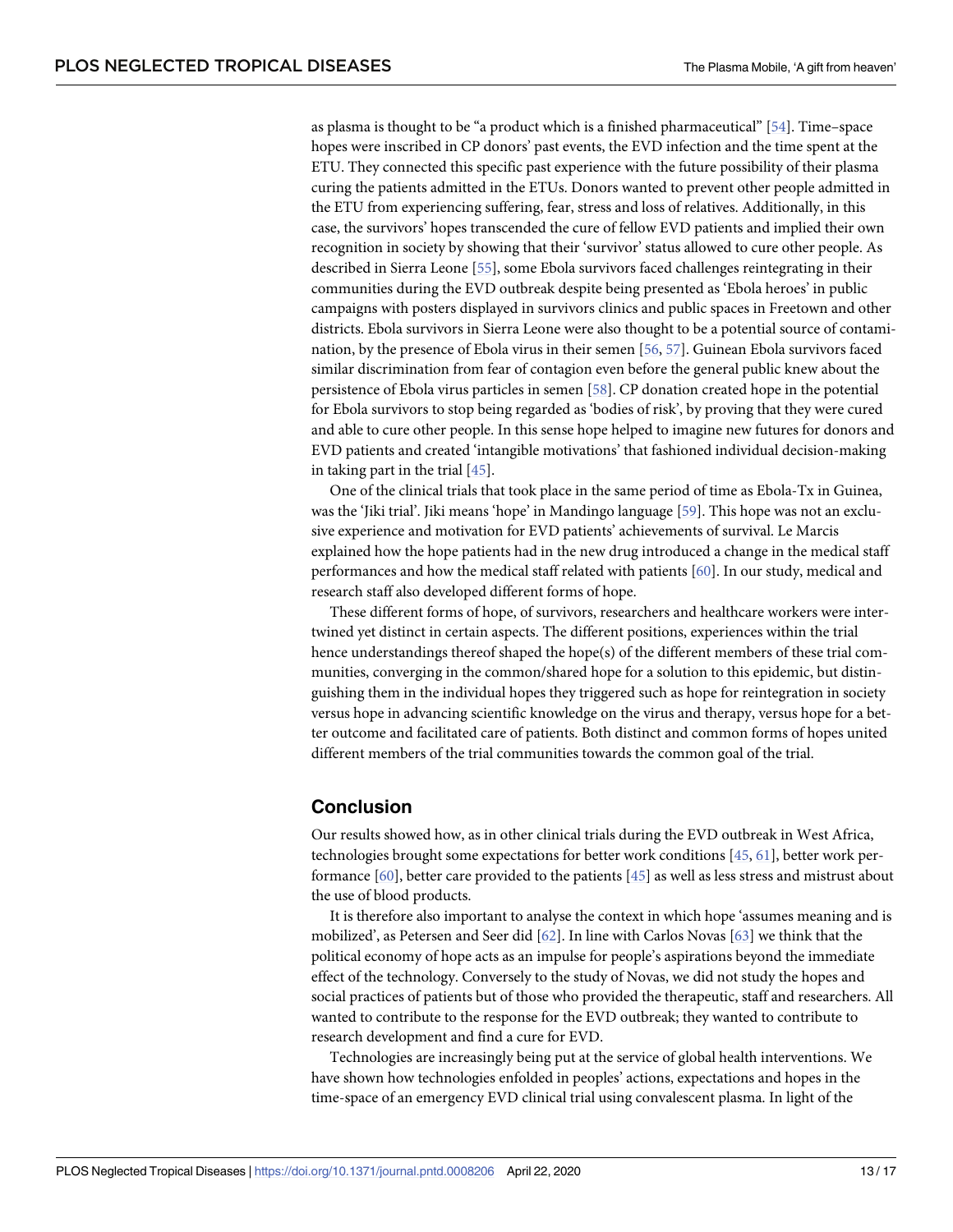as plasma is thought to be "a product which is a finished pharmaceutical" [54]. Time–space hopes were inscribed in CP donors' past events, the EVD infection and the time spent at the ETU. They connected this specific past experience with the future possibility of their plasma curing the patients admitted in the ETUs. Donors wanted to prevent other people admitted in the ETU from experiencing suffering, fear, stress and loss of relatives. Additionally, in this case, the survivors' hopes transcended the cure of fellow EVD patients and implied their own recognition in society by showing that their 'survivor' status allowed to cure other people. As described in Sierra Leone [55], some Ebola survivors faced challenges reintegrating in their communities during the EVD outbreak despite being presented as 'Ebola heroes' in public campaigns with posters displayed in survivors clinics and public spaces in Freetown and other districts. Ebola survivors in Sierra Leone were also thought to be a potential source of contamination, by the presence of Ebola virus in their semen [56, 57]. Guinean Ebola survivors faced similar discrimination from fear of contagion even before the general public knew about the persistence of Ebola virus particles in semen [58]. CP donation created hope in the potential for Ebola survivors to stop being regarded as 'bodies of risk', by proving that they were cured and able to cure other people. In this sense hope helped to imagine new futures for donors and EVD patients and created 'intangible motivations' that fashioned individual decision-making in taking part in the trial [45].

One of the clinical trials that took place in the same period of time as Ebola-Tx in Guinea, was the 'Jiki trial'. Jiki means 'hope' in Mandingo language [59]. This hope was not an exclusive experience and motivation for EVD patients' achievements of survival. Le Marcis explained how the hope patients had in the new drug introduced a change in the medical staff performances and how the medical staff related with patients [60]. In our study, medical and research staff also developed different forms of hope.

These different forms of hope, of survivors, researchers and healthcare workers were intertwined yet distinct in certain aspects. The different positions, experiences within the trial hence understandings thereof shaped the hope(s) of the different members of these trial communities, converging in the common/shared hope for a solution to this epidemic, but distinguishing them in the individual hopes they triggered such as hope for reintegration in society versus hope in advancing scientific knowledge on the virus and therapy, versus hope for a better outcome and facilitated care of patients. Both distinct and common forms of hopes united different members of the trial communities towards the common goal of the trial.

## Conclusion

Our results showed how, as in other clinical trials during the EVD outbreak in West Africa, technologies brought some expectations for better work conditions [45, 61], better work performance [60], better care provided to the patients [45] as well as less stress and mistrust about the use of blood products.

It is therefore also important to analyse the context in which hope 'assumes meaning and is mobilized', as Petersen and Seer did [62]. In line with Carlos Novas [63] we think that the political economy of hope acts as an impulse for people's aspirations beyond the immediate effect of the technology. Conversely to the study of Novas, we did not study the hopes and social practices of patients but of those who provided the therapeutic, staff and researchers. All wanted to contribute to the response for the EVD outbreak; they wanted to contribute to research development and find a cure for EVD.

Technologies are increasingly being put at the service of global health interventions. We have shown how technologies enfolded in peoples' actions, expectations and hopes in the time-space of an emergency EVD clinical trial using convalescent plasma. In light of the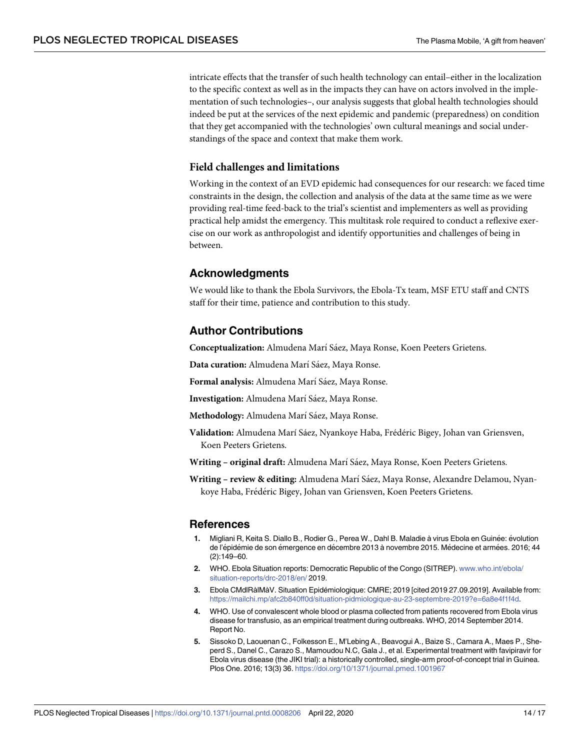intricate effects that the transfer of such health technology can entail–either in the localization to the specific context as well as in the impacts they can have on actors involved in the implementation of such technologies–, our analysis suggests that global health technologies should indeed be put at the services of the next epidemic and pandemic (preparedness) on condition that they get accompanied with the technologies' own cultural meanings and social understandings of the space and context that make them work.

### Field challenges and limitations

Working in the context of an EVD epidemic had consequences for our research: we faced time constraints in the design, the collection and analysis of the data at the same time as we were providing real-time feed-back to the trial's scientist and implementers as well as providing practical help amidst the emergency. This multitask role required to conduct a reflexive exercise on our work as anthropologist and identify opportunities and challenges of being in between.

## Acknowledgments

We would like to thank the Ebola Survivors, the Ebola-Tx team, MSF ETU staff and CNTS staff for their time, patience and contribution to this study.

## Author Contributions

**Conceptualization:** Almudena Marí Sáez, Maya Ronse, Koen Peeters Grietens.

**Data curation:** Almudena Marí Sáez, Maya Ronse.

**Formal analysis:** Almudena Marí Sáez, Maya Ronse.

**Investigation:** Almudena Marí Sáez, Maya Ronse.

**Methodology:** Almudena Marí Sáez, Maya Ronse.

**Validation:** Almudena Marí Sáez, Nyankoye Haba, Frédéric Bigey, Johan van Griensven, Koen Peeters Grietens.

**Writing – original draft:** Almudena Marí Sáez, Maya Ronse, Koen Peeters Grietens.

**Writing – review & editing:** Almudena Marí Sáez, Maya Ronse, Alexandre Delamou, Nyankoye Haba, Frédéric Bigey, Johan van Griensven, Koen Peeters Grietens.

## References

1. Migliani R, Keita S. Diallo B., Rodier G., Perea W., Dahl B. Maladie à virus Ebola en Guinée: évolution de l'épidémie de son émergence en décembre 2013 à novembre 2015. Médecine et armées. 2016; 44 (2):149–60.
2. WHO. Ebola Situation reports: Democratic Republic of the Congo (SITREP). www.who.int/ebola/situation-reports/drc-2018/en/ 2019.
3. Ebola CMdlRàlMàV. Situation Epidémiologique: CMRE; 2019 [cited 2019 27.09.2019]. Available from: https://mailchi.mp/afc2b840ff0d/situation-pidmiologique-au-23-septembre-2019?e=6a8e4f1f4d.
4. WHO. Use of convalescent whole blood or plasma collected from patients recovered from Ebola virus disease for transfusio, as an empirical treatment during outbreaks. WHO, 2014 September 2014. Report No.
5. Sissoko D, Laouenan C., Folkesson E., M'Lebing A., Beavogui A., Baize S., Camara A., Maes P., Sheperd S., Danel C., Carazo S., Mamoudou N.C, Gala J., et al. Experimental treatment with favipiravir for Ebola virus disease (the JIKI trial): a historically controlled, single-arm proof-of-concept trial in Guinea. Plos One. 2016; 13(3) 36. https://doi.org/10/1371/journal.pmed.1001967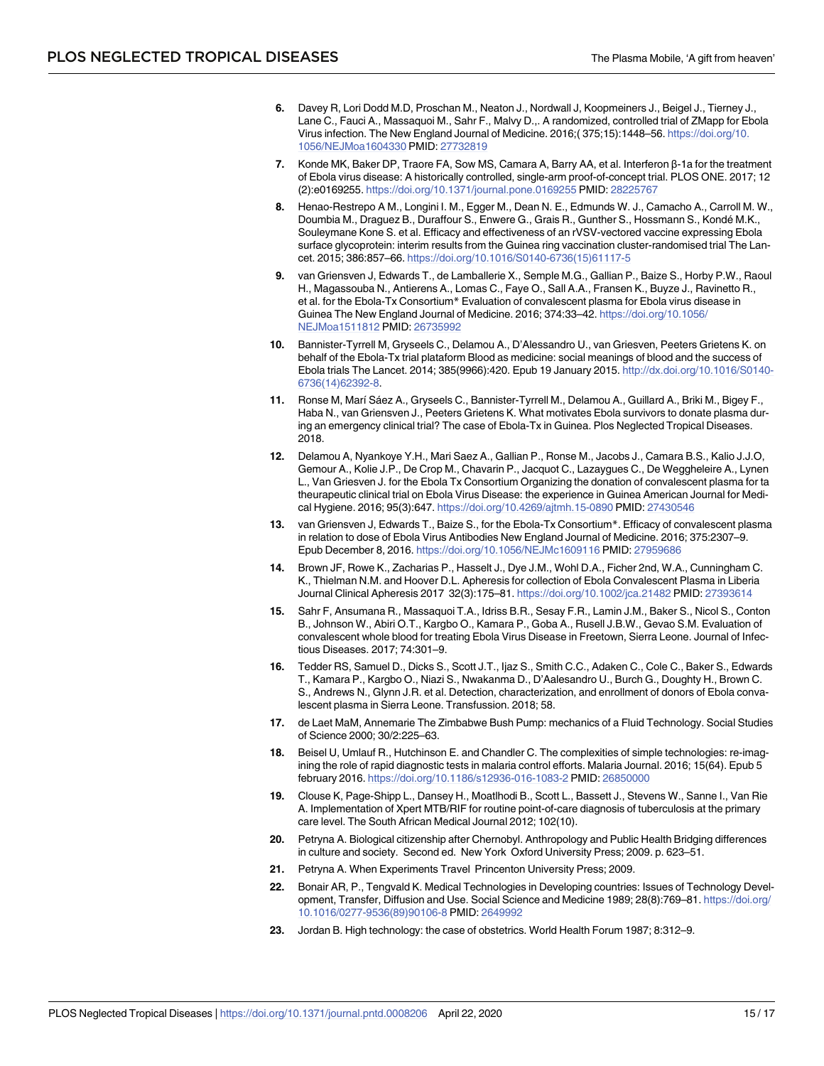6. Davey R, Lori Dodd M.D, Proschan M., Neaton J., Nordwall J, Koopmeiners J., Beigel J., Tierney J., Lane C., Fauci A., Massaquoi M., Sahr F., Malvy D.,. A randomized, controlled trial of ZMapp for Ebola Virus infection. The New England Journal of Medicine. 2016;( 375;15):1448–56. https://doi.org/10.1056/NEJMoa1604330 PMID: 27732819

7. Konde MK, Baker DP, Traore FA, Sow MS, Camara A, Barry AA, et al. Interferon β-1a for the treatment of Ebola virus disease: A historically controlled, single-arm proof-of-concept trial. PLOS ONE. 2017; 12 (2):e0169255. https://doi.org/10.1371/journal.pone.0169255 PMID: 28225767

8. Henao-Restrepo A M., Longini I. M., Egger M., Dean N. E., Edmunds W. J., Camacho A., Carroll M. W., Doumbia M., Draguez B., Duraffour S., Enwere G., Grais R., Gunther S., Hossmann S., Kondé M.K., Souleymane Kone S. et al. Efficacy and effectiveness of an rVSV-vectored vaccine expressing Ebola surface glycoprotein: interim results from the Guinea ring vaccination cluster-randomised trial The Lancet. 2015; 386:857–66. https://doi.org/10.1016/S0140-6736(15)61117-5

9. van Griensven J, Edwards T., de Lamballerie X., Semple M.G., Gallian P., Baize S., Horby P.W., Raoul H., Magassouba N., Antierens A., Lomas C., Faye O., Sall A.A., Fransen K., Buyze J., Ravinetto R., et al. for the Ebola-Tx Consortium* Evaluation of convalescent plasma for Ebola virus disease in Guinea The New England Journal of Medicine. 2016; 374:33–42. https://doi.org/10.1056/NEJMoa1511812 PMID: 26735992

10. Bannister-Tyrrell M, Gryseels C., Delamou A., D'Alessandro U., van Griesven, Peeters Grietens K. on behalf of the Ebola-Tx trial plataform Blood as medicine: social meanings of blood and the success of Ebola trials The Lancet. 2014; 385(9966):420. Epub 19 January 2015. http://dx.doi.org/10.1016/S0140-6736(14)62392-8.

11. Ronse M, Marí Sáez A., Gryseels C., Bannister-Tyrrell M., Delamou A., Guillard A., Briki M., Bigey F., Haba N., van Griensven J., Peeters Grietens K. What motivates Ebola survivors to donate plasma during an emergency clinical trial? The case of Ebola-Tx in Guinea. Plos Neglected Tropical Diseases. 2018.

12. Delamou A, Nyankoye Y.H., Mari Saez A., Gallian P., Ronse M., Jacobs J., Camara B.S., Kalio J.J.O, Gemour A., Kolie J.P., De Crop M., Chavarin P., Jacquot C., Lazaygues C., De Weggheleire A., Lynen L., Van Griesven J. for the Ebola Tx Consortium Organizing the donation of convalescent plasma for ta theurapeutic clinical trial on Ebola Virus Disease: the experience in Guinea American Journal for Medical Hygiene. 2016; 95(3):647. https://doi.org/10.4269/ajtmh.15-0890 PMID: 27430546

13. van Griensven J, Edwards T., Baize S., for the Ebola-Tx Consortium*. Efficacy of convalescent plasma in relation to dose of Ebola Virus Antibodies New England Journal of Medicine. 2016; 375:2307–9. Epub December 8, 2016. https://doi.org/10.1056/NEJMc1609116 PMID: 27959686

14. Brown JF, Rowe K., Zacharias P., Hasselt J., Dye J.M., Wohl D.A., Ficher 2nd, W.A., Cunningham C. K., Thielman N.M. and Hoover D.L. Apheresis for collection of Ebola Convalescent Plasma in Liberia Journal Clinical Apheresis 2017 32(3):175–81. https://doi.org/10.1002/jca.21482 PMID: 27393614

15. Sahr F, Ansumana R., Massaquoi T.A., Idriss B.R., Sesay F.R., Lamin J.M., Baker S., Nicol S., Conton B., Johnson W., Abiri O.T., Kargbo O., Kamara P., Goba A., Rusell J.B.W., Gevao S.M. Evaluation of convalescent whole blood for treating Ebola Virus Disease in Freetown, Sierra Leone. Journal of Infectious Diseases. 2017; 74:301–9.

16. Tedder RS, Samuel D., Dicks S., Scott J.T., Ijaz S., Smith C.C., Adaken C., Cole C., Baker S., Edwards T., Kamara P., Kargbo O., Niazi S., Nwakanma D., D'Aalesandro U., Burch G., Doughty H., Brown C. S., Andrews N., Glynn J.R. et al. Detection, characterization, and enrollment of donors of Ebola convalescent plasma in Sierra Leone. Transfussion. 2018; 58.

17. de Laet MaM, Annemarie The Zimbabwe Bush Pump: mechanics of a Fluid Technology. Social Studies of Science 2000; 30/2:225–63.

18. Beisel U, Umlauf R., Hutchinson E. and Chandler C. The complexities of simple technologies: re-imagining the role of rapid diagnostic tests in malaria control efforts. Malaria Journal. 2016; 15(64). Epub 5 february 2016. https://doi.org/10.1186/s12936-016-1083-2 PMID: 26850000

19. Clouse K, Page-Shipp L., Dansey H., Moatlhodi B., Scott L., Bassett J., Stevens W., Sanne I., Van Rie A. Implementation of Xpert MTB/RIF for routine point-of-care diagnosis of tuberculosis at the primary care level. The South African Medical Journal 2012; 102(10).

20. Petryna A. Biological citizenship after Chernobyl. Anthropology and Public Health Bridging differences in culture and society. Second ed. New York Oxford University Press; 2009. p. 623–51.

21. Petryna A. When Experiments Travel Princenton University Press; 2009.

22. Bonair AR, P., Tengvald K. Medical Technologies in Developing countries: Issues of Technology Development, Transfer, Diffusion and Use. Social Science and Medicine 1989; 28(8):769–81. https://doi.org/10.1016/0277-9536(89)90106-8 PMID: 2649992

23. Jordan B. High technology: the case of obstetrics. World Health Forum 1987; 8:312–9.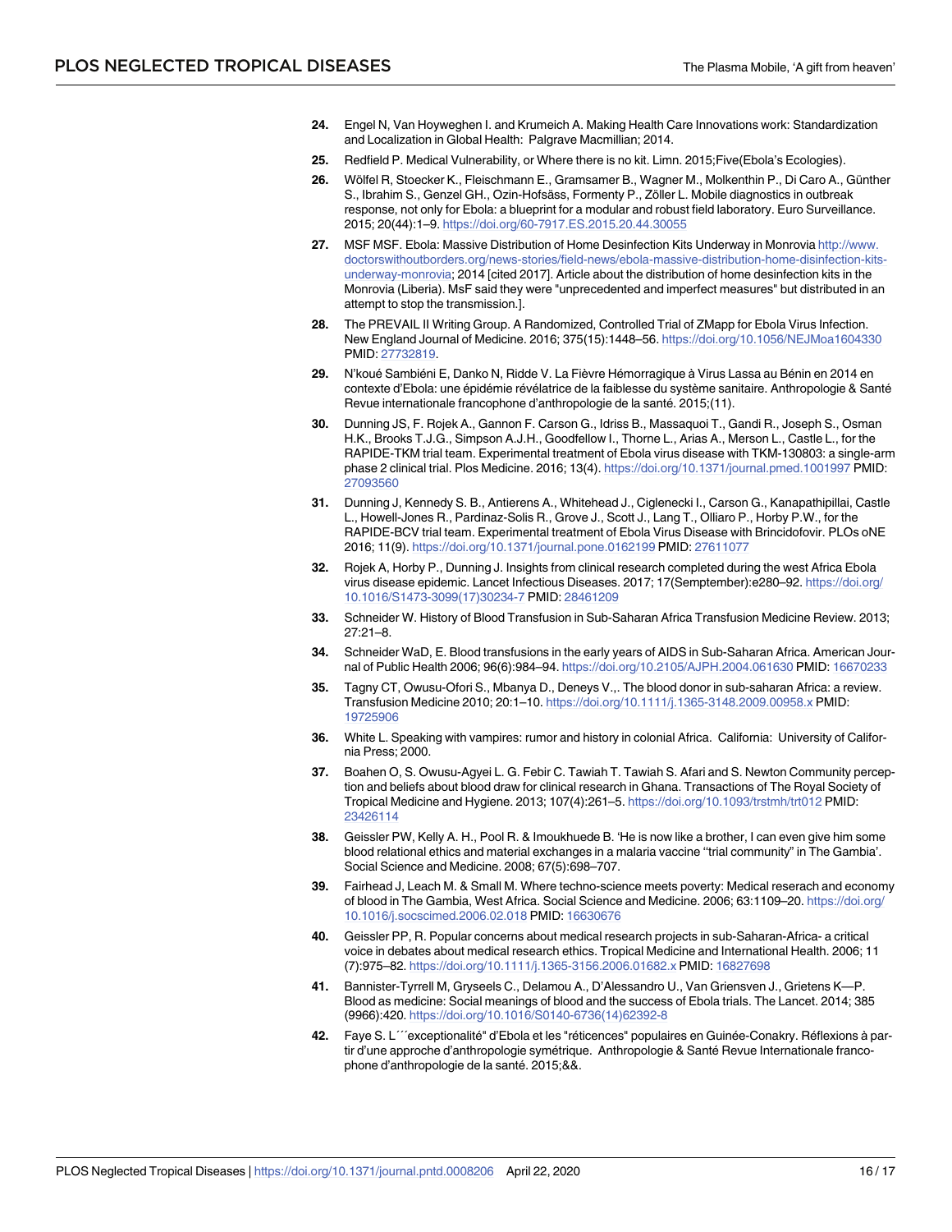24. Engel N, Van Hoyweghen I. and Krumeich A. Making Health Care Innovations work: Standardization and Localization in Global Health: Palgrave Macmillian; 2014.
25. Redfield P. Medical Vulnerability, or Where there is no kit. Limn. 2015;Five(Ebola's Ecologies).
26. Wölfel R, Stoecker K., Fleischmann E., Gramsamer B., Wagner M., Molkenthin P., Di Caro A., Günther S., Ibrahim S., Genzel GH., Ozin-Hofsäss, Formenty P., Zöller L. Mobile diagnostics in outbreak response, not only for Ebola: a blueprint for a modular and robust field laboratory. Euro Surveillance. 2015; 20(44):1–9. https://doi.org/60-7917.ES.2015.20.44.30055
27. MSF MSF. Ebola: Massive Distribution of Home Desinfection Kits Underway in Monrovia http://www.doctorswithoutborders.org/news-stories/field-news/ebola-massive-distribution-home-disinfection-kits-underway-monrovia; 2014 [cited 2017]. Article about the distribution of home desinfection kits in the Monrovia (Liberia). MsF said they were "unprecedented and imperfect measures" but distributed in an attempt to stop the transmission.].
28. The PREVAIL II Writing Group. A Randomized, Controlled Trial of ZMapp for Ebola Virus Infection. New England Journal of Medicine. 2016; 375(15):1448–56. https://doi.org/10.1056/NEJMoa1604330 PMID: 27732819.
29. N'koué Sambiéni E, Danko N, Ridde V. La Fièvre Hémorragique à Virus Lassa au Bénin en 2014 en contexte d'Ebola: une épidémie révélatrice de la faiblesse du système sanitaire. Anthropologie & Santé Revue internationale francophone d'anthropologie de la santé. 2015;(11).
30. Dunning JS, F. Rojek A., Gannon F. Carson G., Idriss B., Massaquoi T., Gandi R., Joseph S., Osman H.K., Brooks T.J.G., Simpson A.J.H., Goodfellow I., Thorne L., Arias A., Merson L., Castle L., for the RAPIDE-TKM trial team. Experimental treatment of Ebola virus disease with TKM-130803: a single-arm phase 2 clinical trial. Plos Medicine. 2016; 13(4). https://doi.org/10.1371/journal.pmed.1001997 PMID: 27093560
31. Dunning J, Kennedy S. B., Antierens A., Whitehead J., Ciglenecki I., Carson G., Kanapathipillai, Castle L., Howell-Jones R., Pardinaz-Solis R., Grove J., Scott J., Lang T., Olliaro P., Horby P.W., for the RAPIDE-BCV trial team. Experimental treatment of Ebola Virus Disease with Brincidofovir. PLOs oNE 2016; 11(9). https://doi.org/10.1371/journal.pone.0162199 PMID: 27611077
32. Rojek A, Horby P., Dunning J. Insights from clinical research completed during the west Africa Ebola virus disease epidemic. Lancet Infectious Diseases. 2017; 17(Semptember):e280–92. https://doi.org/10.1016/S1473-3099(17)30234-7 PMID: 28461209
33. Schneider W. History of Blood Transfusion in Sub-Saharan Africa Transfusion Medicine Review. 2013; 27:21–8.
34. Schneider WaD, E. Blood transfusions in the early years of AIDS in Sub-Saharan Africa. American Journal of Public Health 2006; 96(6):984–94. https://doi.org/10.2105/AJPH.2004.061630 PMID: 16670233
35. Tagny CT, Owusu-Ofori S., Mbanya D., Deneys V.,. The blood donor in sub-saharan Africa: a review. Transfusion Medicine 2010; 20:1–10. https://doi.org/10.1111/j.1365-3148.2009.00958.x PMID: 19725906
36. White L. Speaking with vampires: rumor and history in colonial Africa. California: University of California Press; 2000.
37. Boahen O, S. Owusu-Agyei L. G. Febir C. Tawiah T. Tawiah S. Afari and S. Newton Community perception and beliefs about blood draw for clinical research in Ghana. Transactions of The Royal Society of Tropical Medicine and Hygiene. 2013; 107(4):261–5. https://doi.org/10.1093/trstmh/trt012 PMID: 23426114
38. Geissler PW, Kelly A. H., Pool R. & Imoukhuede B. 'He is now like a brother, I can even give him some blood relational ethics and material exchanges in a malaria vaccine "trial community" in The Gambia'. Social Science and Medicine. 2008; 67(5):698–707.
39. Fairhead J, Leach M. & Small M. Where techno-science meets poverty: Medical reserach and economy of blood in The Gambia, West Africa. Social Science and Medicine. 2006; 63:1109–20. https://doi.org/10.1016/j.socscimed.2006.02.018 PMID: 16630676
40. Geissler PP, R. Popular concerns about medical research projects in sub-Saharan-Africa- a critical voice in debates about medical research ethics. Tropical Medicine and International Health. 2006; 11 (7):975–82. https://doi.org/10.1111/j.1365-3156.2006.01682.x PMID: 16827698
41. Bannister-Tyrrell M, Gryseels C., Delamou A., D'Alessandro U., Van Griensven J., Grietens K—P. Blood as medicine: Social meanings of blood and the success of Ebola trials. The Lancet. 2014; 385 (9966):420. https://doi.org/10.1016/S0140-6736(14)62392-8
42. Faye S. L´´´exceptionalité" d'Ebola et les "réticences" populaires en Guinée-Conakry. Réflexions à partir d'une approche d'anthropologie symétrique. Anthropologie & Santé Revue Internationale francophone d'anthropologie de la santé. 2015;&&.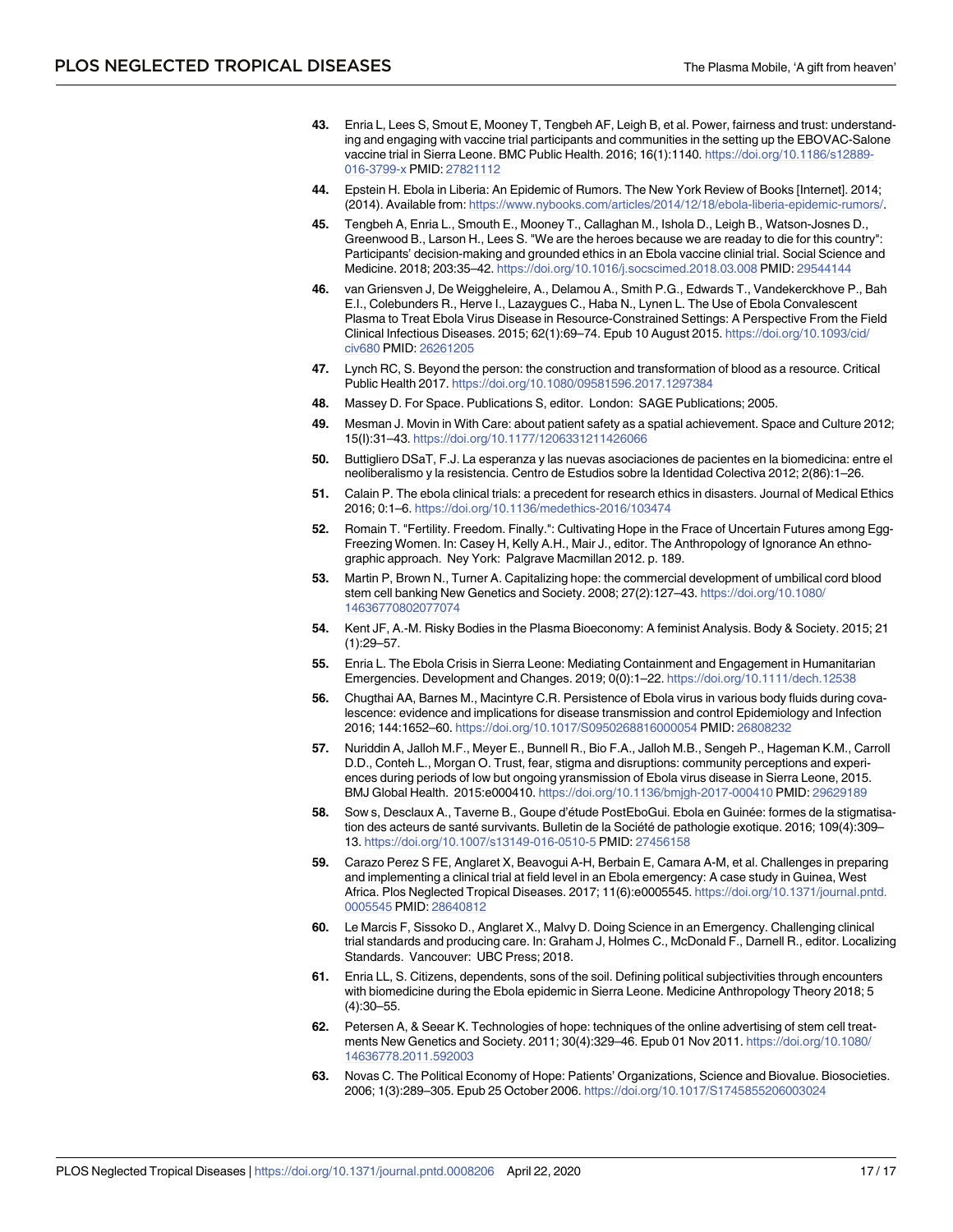43. Enria L, Lees S, Smout E, Mooney T, Tengbeh AF, Leigh B, et al. Power, fairness and trust: understanding and engaging with vaccine trial participants and communities in the setting up the EBOVAC-Salone vaccine trial in Sierra Leone. BMC Public Health. 2016; 16(1):1140. https://doi.org/10.1186/s12889-016-3799-x PMID: 27821112

44. Epstein H. Ebola in Liberia: An Epidemic of Rumors. The New York Review of Books [Internet]. 2014; (2014). Available from: https://www.nybooks.com/articles/2014/12/18/ebola-liberia-epidemic-rumors/.

45. Tengbeh A, Enria L., Smouth E., Mooney T., Callaghan M., Ishola D., Leigh B., Watson-Josnes D., Greenwood B., Larson H., Lees S. "We are the heroes because we are readay to die for this country": Participants' decision-making and grounded ethics in an Ebola vaccine clinial trial. Social Science and Medicine. 2018; 203:35–42. https://doi.org/10.1016/j.socscimed.2018.03.008 PMID: 29544144

46. van Griensven J, De Weiggheleire, A., Delamou A., Smith P.G., Edwards T., Vandekerckhove P., Bah E.I., Colebunders R., Herve I., Lazaygues C., Haba N., Lynen L. The Use of Ebola Convalescent Plasma to Treat Ebola Virus Disease in Resource-Constrained Settings: A Perspective From the Field Clinical Infectious Diseases. 2015; 62(1):69–74. Epub 10 August 2015. https://doi.org/10.1093/cid/civ680 PMID: 26261205

47. Lynch RC, S. Beyond the person: the construction and transformation of blood as a resource. Critical Public Health 2017. https://doi.org/10.1080/09581596.2017.1297384

48. Massey D. For Space. Publications S, editor. London: SAGE Publications; 2005.

49. Mesman J. Movin in With Care: about patient safety as a spatial achievement. Space and Culture 2012; 15(I):31–43. https://doi.org/10.1177/1206331211426066

50. Buttigliero DSaT, F.J. La esperanza y las nuevas asociaciones de pacientes en la biomedicina: entre el neoliberalismo y la resistencia. Centro de Estudios sobre la Identidad Colectiva 2012; 2(86):1–26.

51. Calain P. The ebola clinical trials: a precedent for research ethics in disasters. Journal of Medical Ethics 2016; 0:1–6. https://doi.org/10.1136/medethics-2016/103474

52. Romain T. "Fertility. Freedom. Finally.": Cultivating Hope in the Frace of Uncertain Futures among Egg-Freezing Women. In: Casey H, Kelly A.H., Mair J., editor. The Anthropology of Ignorance An ethnographic approach. Ney York: Palgrave Macmillan 2012. p. 189.

53. Martin P, Brown N., Turner A. Capitalizing hope: the commercial development of umbilical cord blood stem cell banking New Genetics and Society. 2008; 27(2):127–43. https://doi.org/10.1080/14636770802077074

54. Kent JF, A.-M. Risky Bodies in the Plasma Bioeconomy: A feminist Analysis. Body & Society. 2015; 21 (1):29–57.

55. Enria L. The Ebola Crisis in Sierra Leone: Mediating Containment and Engagement in Humanitarian Emergencies. Development and Changes. 2019; 0(0):1–22. https://doi.org/10.1111/dech.12538

56. Chugthai AA, Barnes M., Macintyre C.R. Persistence of Ebola virus in various body fluids during convalescence: evidence and implications for disease transmission and control Epidemiology and Infection 2016; 144:1652–60. https://doi.org/10.1017/S0950268816000054 PMID: 26808232

57. Nuriddin A, Jalloh M.F., Meyer E., Bunnell R., Bio F.A., Jalloh M.B., Sengeh P., Hageman K.M., Carroll D.D., Conteh L., Morgan O. Trust, fear, stigma and disruptions: community perceptions and experiences during periods of low but ongoing yransmission of Ebola virus disease in Sierra Leone, 2015. BMJ Global Health. 2015:e000410. https://doi.org/10.1136/bmjgh-2017-000410 PMID: 29629189

58. Sow s, Desclaux A., Taverne B., Goupe d'étude PostEboGui. Ebola en Guinée: formes de la stigmatisation des acteurs de santé survivants. Bulletin de la Société de pathologie exotique. 2016; 109(4):309–13. https://doi.org/10.1007/s13149-016-0510-5 PMID: 27456158

59. Carazo Perez S FE, Anglaret X, Beavogui A-H, Berbain E, Camara A-M, et al. Challenges in preparing and implementing a clinical trial at field level in an Ebola emergency: A case study in Guinea, West Africa. Plos Neglected Tropical Diseases. 2017; 11(6):e0005545. https://doi.org/10.1371/journal.pntd.0005545 PMID: 28640812

60. Le Marcis F, Sissoko D., Anglaret X., Malvy D. Doing Science in an Emergency. Challenging clinical trial standards and producing care. In: Graham J, Holmes C., McDonald F., Darnell R., editor. Localizing Standards. Vancouver: UBC Press; 2018.

61. Enria LL, S. Citizens, dependents, sons of the soil. Defining political subjectivities through encounters with biomedicine during the Ebola epidemic in Sierra Leone. Medicine Anthropology Theory 2018; 5 (4):30–55.

62. Petersen A, & Seear K. Technologies of hope: techniques of the online advertising of stem cell treatments New Genetics and Society. 2011; 30(4):329–46. Epub 01 Nov 2011. https://doi.org/10.1080/14636778.2011.592003

63. Novas C. The Political Economy of Hope: Patients' Organizations, Science and Biovalue. Biosocieties. 2006; 1(3):289–305. Epub 25 October 2006. https://doi.org/10.1017/S1745855206003024